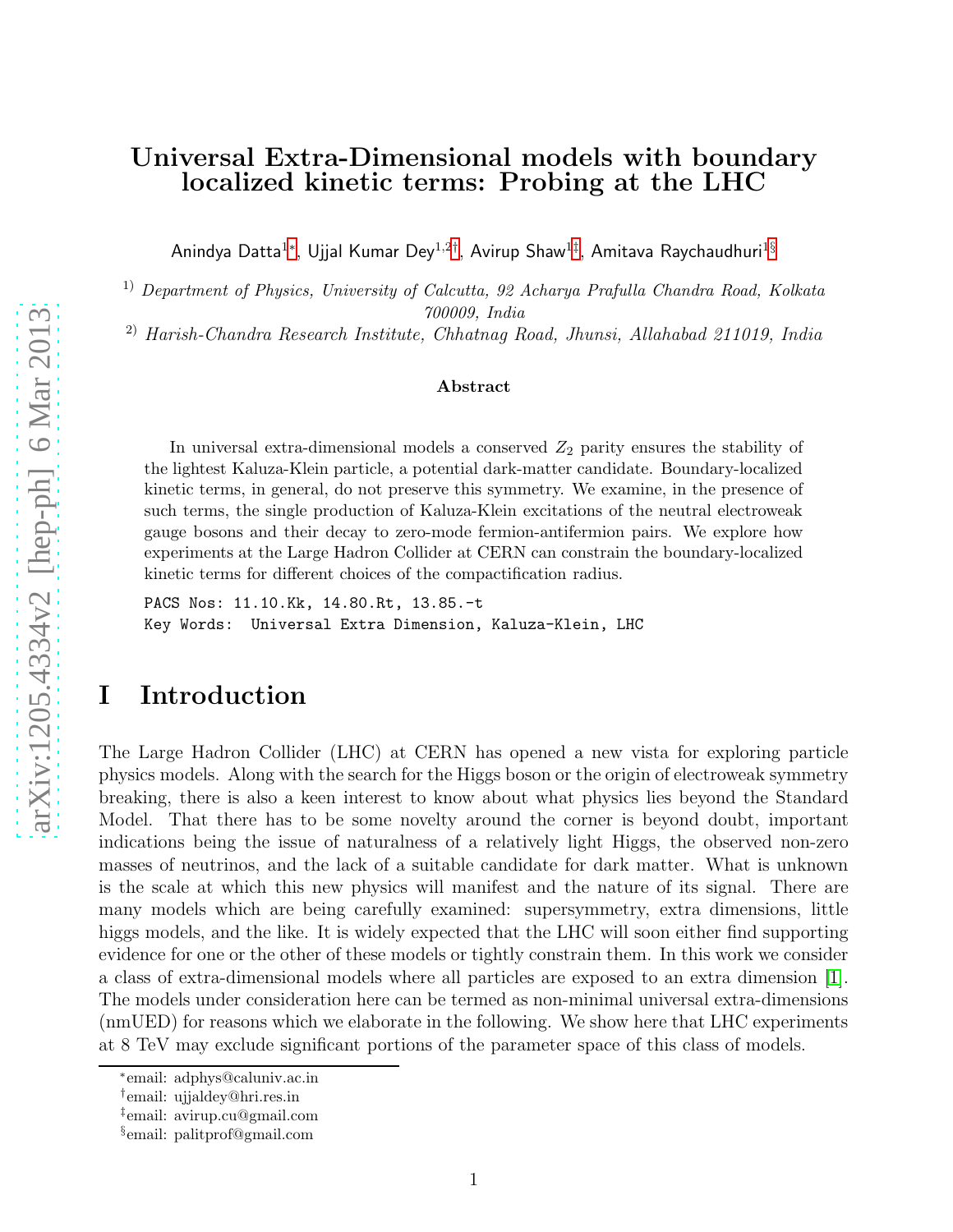# Universal Extra-Dimensional models with boundary localized kinetic terms: Probing at the LHC

Anindya Datta[1,*], Ujjal Kumar Dey[1,2,†], Avirup Shaw[1,‡], Amitava Raychaudhuri[1,§]

[1] *Department of Physics, University of Calcutta, 92 Acharya Prafulla Chandra Road, Kolkata 700009, India*

[2] *Harish-Chandra Research Institute, Chhatnag Road, Jhunsi, Allahabad 211019, India*

### Abstract

In universal extra-dimensional models a conserved $Z_2$ parity ensures the stability of the lightest Kaluza-Klein particle, a potential dark-matter candidate. Boundary-localized kinetic terms, in general, do not preserve this symmetry. We examine, in the presence of such terms, the single production of Kaluza-Klein excitations of the neutral electroweak gauge bosons and their decay to zero-mode fermion-antifermion pairs. We explore how experiments at the Large Hadron Collider at CERN can constrain the boundary-localized kinetic terms for different choices of the compactification radius.

PACS Nos: 11.10.Kk, 14.80.Rt, 13.85.-t

Key Words: Universal Extra Dimension, Kaluza-Klein, LHC

# I Introduction

The Large Hadron Collider (LHC) at CERN has opened a new vista for exploring particle physics models. Along with the search for the Higgs boson or the origin of electroweak symmetry breaking, there is also a keen interest to know about what physics lies beyond the Standard Model. That there has to be some novelty around the corner is beyond doubt, important indications being the issue of naturalness of a relatively light Higgs, the observed non-zero masses of neutrinos, and the lack of a suitable candidate for dark matter. What is unknown is the scale at which this new physics will manifest and the nature of its signal. There are many models which are being carefully examined: supersymmetry, extra dimensions, little higgs models, and the like. It is widely expected that the LHC will soon either find supporting evidence for one or the other of these models or tightly constrain them. In this work we consider a class of extra-dimensional models where all particles are exposed to an extra dimension [1]. The models under consideration here can be termed as non-minimal universal extra-dimensions (nmUED) for reasons which we elaborate in the following. We show here that LHC experiments at 8 TeV may exclude significant portions of the parameter space of this class of models.

*email: adphys@caluniv.ac.in

†email: ujjaldey@hri.res.in

‡email: avirup.cu@gmail.com

§email: palitprof@gmail.com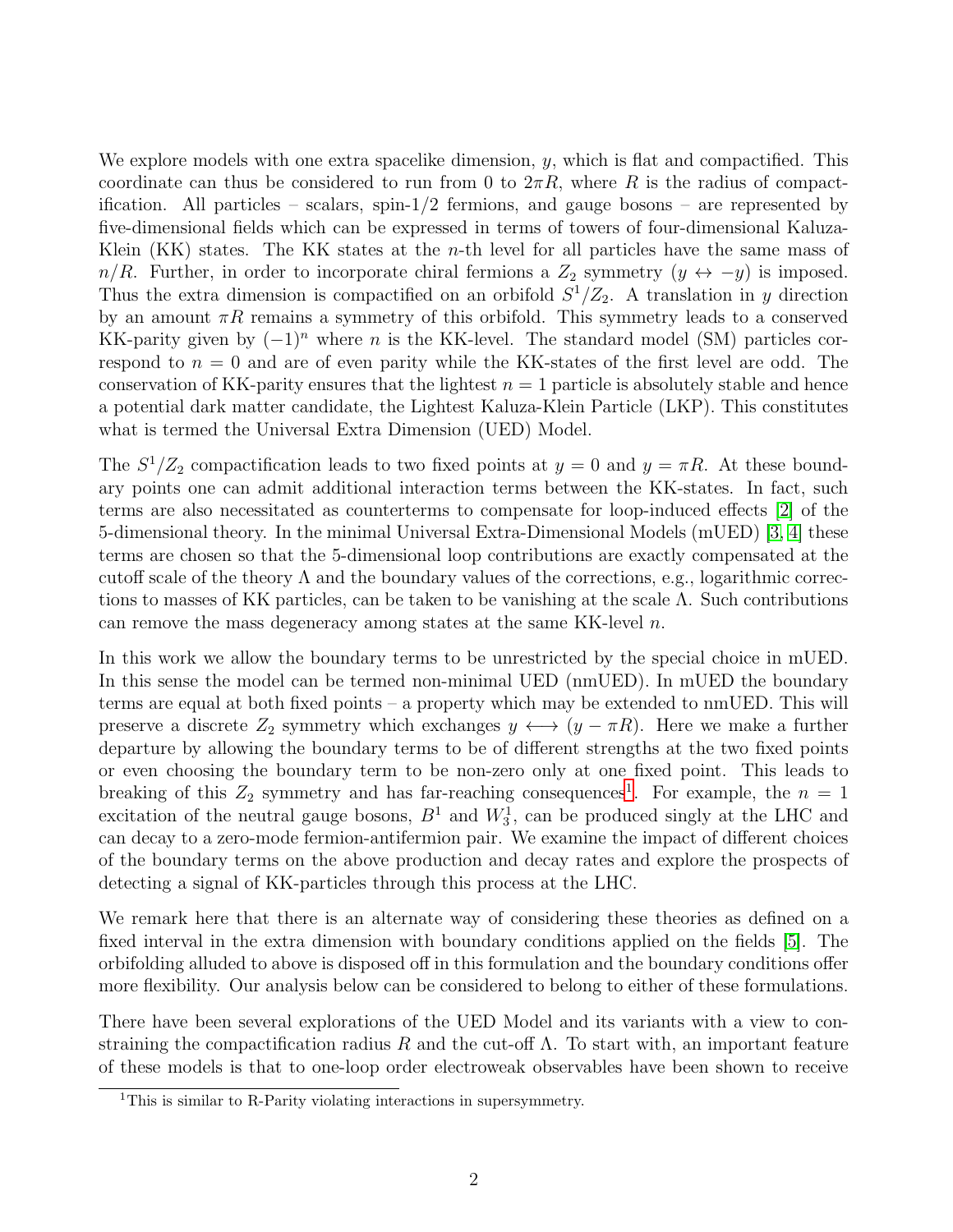We explore models with one extra spacelike dimension, $y$, which is flat and compactified. This coordinate can thus be considered to run from 0 to $2\pi R$, where $R$ is the radius of compactification. All particles – scalars, spin-1/2 fermions, and gauge bosons – are represented by five-dimensional fields which can be expressed in terms of towers of four-dimensional Kaluza-Klein (KK) states. The KK states at the $n$-th level for all particles have the same mass of $n/R$. Further, in order to incorporate chiral fermions a $Z_2$ symmetry ($y \leftrightarrow -y$) is imposed. Thus the extra dimension is compactified on an orbifold $S^1/Z_2$. A translation in $y$ direction by an amount $\pi R$ remains a symmetry of this orbifold. This symmetry leads to a conserved KK-parity given by $(-1)^n$ where $n$ is the KK-level. The standard model (SM) particles correspond to $n = 0$ and are of even parity while the KK-states of the first level are odd. The conservation of KK-parity ensures that the lightest $n = 1$ particle is absolutely stable and hence a potential dark matter candidate, the Lightest Kaluza-Klein Particle (LKP). This constitutes what is termed the Universal Extra Dimension (UED) Model.

The $S^1/Z_2$ compactification leads to two fixed points at $y = 0$ and $y = \pi R$. At these boundary points one can admit additional interaction terms between the KK-states. In fact, such terms are also necessitated as counterterms to compensate for loop-induced effects [2] of the 5-dimensional theory. In the minimal Universal Extra-Dimensional Models (mUED) [3, 4] these terms are chosen so that the 5-dimensional loop contributions are exactly compensated at the cutoff scale of the theory $\Lambda$ and the boundary values of the corrections, e.g., logarithmic corrections to masses of KK particles, can be taken to be vanishing at the scale $\Lambda$. Such contributions can remove the mass degeneracy among states at the same KK-level $n$.

In this work we allow the boundary terms to be unrestricted by the special choice in mUED. In this sense the model can be termed non-minimal UED (nmUED). In mUED the boundary terms are equal at both fixed points – a property which may be extended to nmUED. This will preserve a discrete $Z_2$ symmetry which exchanges $y \longleftrightarrow (y - \pi R)$. Here we make a further departure by allowing the boundary terms to be of different strengths at the two fixed points or even choosing the boundary term to be non-zero only at one fixed point. This leads to breaking of this $Z_2$ symmetry and has far-reaching consequences[1]. For example, the $n = 1$ excitation of the neutral gauge bosons, $B^1$ and $W_3^1$, can be produced singly at the LHC and can decay to a zero-mode fermion-antifermion pair. We examine the impact of different choices of the boundary terms on the above production and decay rates and explore the prospects of detecting a signal of KK-particles through this process at the LHC.

We remark here that there is an alternate way of considering these theories as defined on a fixed interval in the extra dimension with boundary conditions applied on the fields [5]. The orbifolding alluded to above is disposed off in this formulation and the boundary conditions offer more flexibility. Our analysis below can be considered to belong to either of these formulations.

There have been several explorations of the UED Model and its variants with a view to constraining the compactification radius $R$ and the cut-off $\Lambda$. To start with, an important feature of these models is that to one-loop order electroweak observables have been shown to receive

[1] This is similar to R-Parity violating interactions in supersymmetry.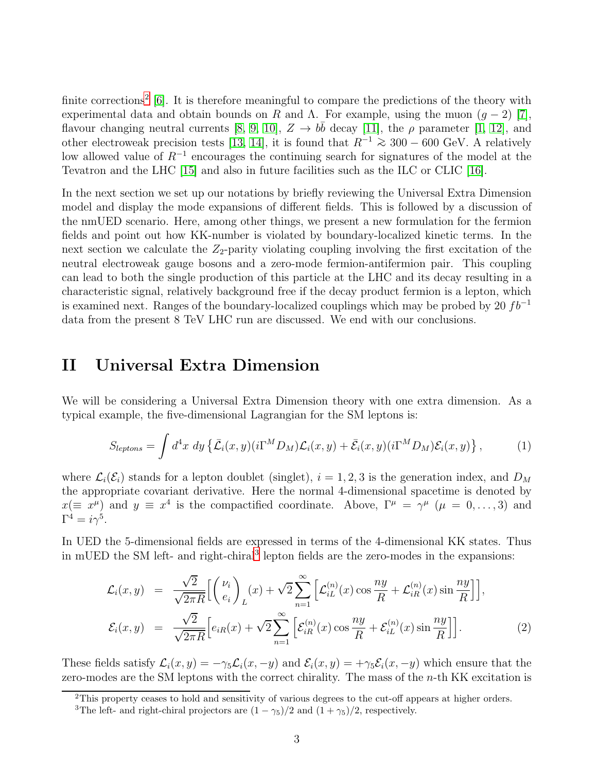finite corrections[2] [6]. It is therefore meaningful to compare the predictions of the theory with experimental data and obtain bounds on $R$ and $\Lambda$. For example, using the muon $(g-2)$ [7], flavour changing neutral currents [8, 9, 10], $Z \to b\bar{b}$ decay [11], the $\rho$ parameter [1, 12], and other electroweak precision tests [13, 14], it is found that $R^{-1} \gtrsim 300-600$ GeV. A relatively low allowed value of $R^{-1}$ encourages the continuing search for signatures of the model at the Tevatron and the LHC [15] and also in future facilities such as the ILC or CLIC [16].

In the next section we set up our notations by briefly reviewing the Universal Extra Dimension model and display the mode expansions of different fields. This is followed by a discussion of the nmUED scenario. Here, among other things, we present a new formulation for the fermion fields and point out how KK-number is violated by boundary-localized kinetic terms. In the next section we calculate the $Z_2$-parity violating coupling involving the first excitation of the neutral electroweak gauge bosons and a zero-mode fermion-antifermion pair. This coupling can lead to both the single production of this particle at the LHC and its decay resulting in a characteristic signal, relatively background free if the decay product fermion is a lepton, which is examined next. Ranges of the boundary-localized couplings which may be probed by 20 $fb^{-1}$ data from the present 8 TeV LHC run are discussed. We end with our conclusions.

## II Universal Extra Dimension

We will be considering a Universal Extra Dimension theory with one extra dimension. As a typical example, the five-dimensional Lagrangian for the SM leptons is:

$$S_{leptons} = \int d^4x \; dy \left\{ \bar{\mathcal{L}}_i(x,y)(i\Gamma^M D_M)\mathcal{L}_i(x,y) + \bar{\mathcal{E}}_i(x,y)(i\Gamma^M D_M)\mathcal{E}_i(x,y) \right\}, \tag{1}$$

where $\mathcal{L}_i(\mathcal{E}_i)$ stands for a lepton doublet (singlet), $i = 1,2,3$ is the generation index, and $D_M$ the appropriate covariant derivative. Here the normal 4-dimensional spacetime is denoted by $x (\equiv x^\mu)$ and $y \equiv x^4$ is the compactified coordinate. Above, $\Gamma^\mu = \gamma^\mu$ $(\mu = 0, \ldots, 3)$ and $\Gamma^4 = i\gamma^5$.

In UED the 5-dimensional fields are expressed in terms of the 4-dimensional KK states. Thus in mUED the SM left- and right-chiral[3] lepton fields are the zero-modes in the expansions:

$$\begin{aligned}
\mathcal{L}_i(x,y) &= \frac{\sqrt{2}}{\sqrt{2\pi R}}\Big[\begin{pmatrix}\nu_i \\ e_i\end{pmatrix}_L(x) + \sqrt{2}\sum_{n=1}^{\infty}\Big[\mathcal{L}_{iL}^{(n)}(x)\cos\frac{ny}{R} + \mathcal{L}_{iR}^{(n)}(x)\sin\frac{ny}{R}\Big]\Big], \\
\mathcal{E}_i(x,y) &= \frac{\sqrt{2}}{\sqrt{2\pi R}}\Big[e_{iR}(x) + \sqrt{2}\sum_{n=1}^{\infty}\Big[\mathcal{E}_{iR}^{(n)}(x)\cos\frac{ny}{R} + \mathcal{E}_{iL}^{(n)}(x)\sin\frac{ny}{R}\Big]\Big].
\end{aligned} \tag{2}$$

These fields satisfy $\mathcal{L}_i(x,y) = -\gamma_5\mathcal{L}_i(x,-y)$ and $\mathcal{E}_i(x,y) = +\gamma_5\mathcal{E}_i(x,-y)$ which ensure that the zero-modes are the SM leptons with the correct chirality. The mass of the $n$-th KK excitation is

[2] This property ceases to hold and sensitivity of various degrees to the cut-off appears at higher orders.

[3] The left- and right-chiral projectors are $(1-\gamma_5)/2$ and $(1+\gamma_5)/2$, respectively.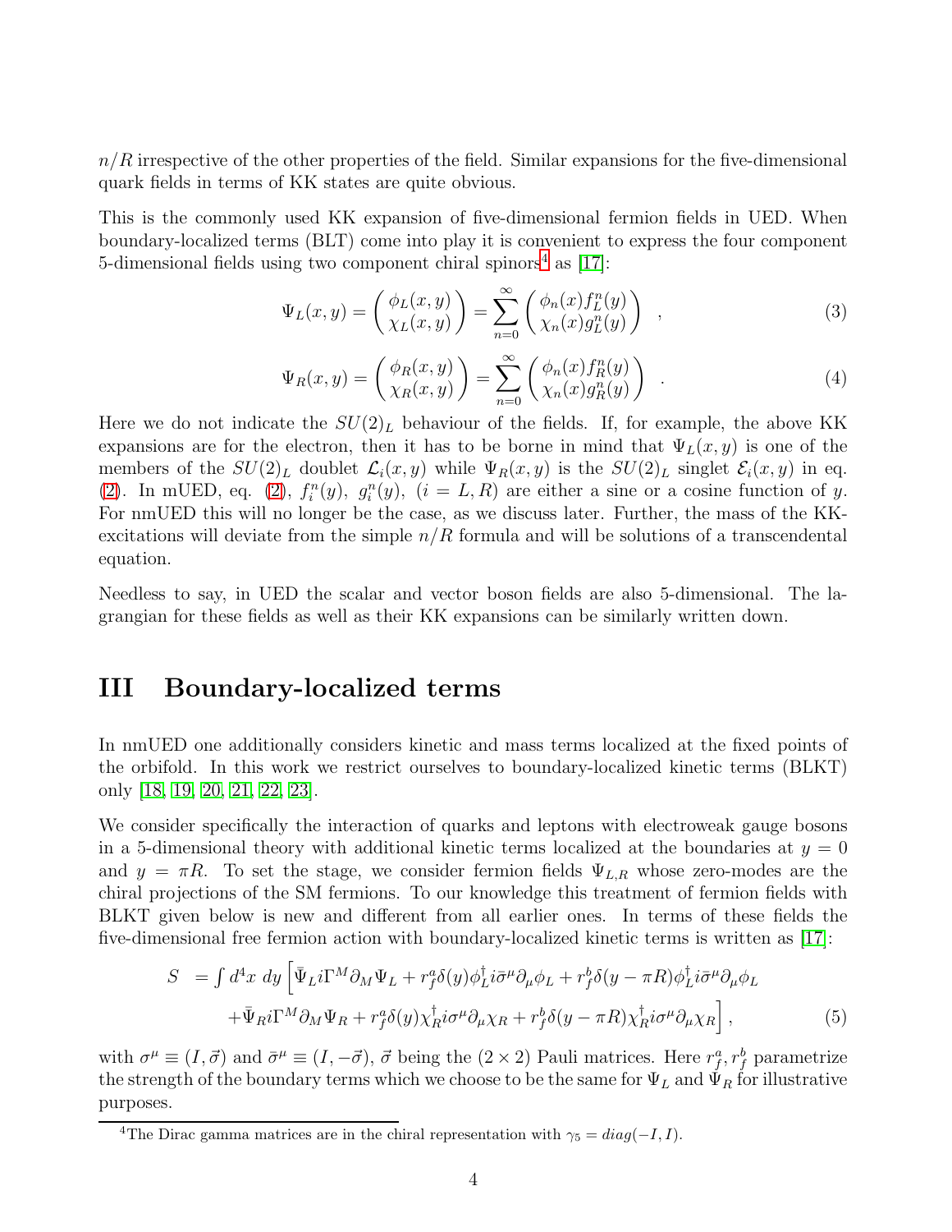$n/R$ irrespective of the other properties of the field. Similar expansions for the five-dimensional quark fields in terms of KK states are quite obvious.

This is the commonly used KK expansion of five-dimensional fermion fields in UED. When boundary-localized terms (BLT) come into play it is convenient to express the four component 5-dimensional fields using two component chiral spinors[4] as [17]:

$$\Psi_L(x,y) = \begin{pmatrix} \phi_L(x,y) \\ \chi_L(x,y) \end{pmatrix} = \sum_{n=0}^{\infty} \begin{pmatrix} \phi_n(x) f_L^n(y) \\ \chi_n(x) g_L^n(y) \end{pmatrix} \quad , \tag{3}$$

$$\Psi_R(x,y) = \begin{pmatrix} \phi_R(x,y) \\ \chi_R(x,y) \end{pmatrix} = \sum_{n=0}^{\infty} \begin{pmatrix} \phi_n(x) f_R^n(y) \\ \chi_n(x) g_R^n(y) \end{pmatrix} \quad . \tag{4}$$

Here we do not indicate the $SU(2)_L$ behaviour of the fields. If, for example, the above KK expansions are for the electron, then it has to be borne in mind that $\Psi_L(x,y)$ is one of the members of the $SU(2)_L$ doublet $\mathcal{L}_i(x,y)$ while $\Psi_R(x,y)$ is the $SU(2)_L$ singlet $\mathcal{E}_i(x,y)$ in eq. (2). In mUED, eq. (2), $f_i^n(y)$, $g_i^n(y)$, $(i = L, R)$ are either a sine or a cosine function of $y$. For nmUED this will no longer be the case, as we discuss later. Further, the mass of the KK-excitations will deviate from the simple $n/R$ formula and will be solutions of a transcendental equation.

Needless to say, in UED the scalar and vector boson fields are also 5-dimensional. The lagrangian for these fields as well as their KK expansions can be similarly written down.

# III Boundary-localized terms

In nmUED one additionally considers kinetic and mass terms localized at the fixed points of the orbifold. In this work we restrict ourselves to boundary-localized kinetic terms (BLKT) only [18, 19, 20, 21, 22, 23].

We consider specifically the interaction of quarks and leptons with electroweak gauge bosons in a 5-dimensional theory with additional kinetic terms localized at the boundaries at $y = 0$ and $y = \pi R$. To set the stage, we consider fermion fields $\Psi_{L,R}$ whose zero-modes are the chiral projections of the SM fermions. To our knowledge this treatment of fermion fields with BLKT given below is new and different from all earlier ones. In terms of these fields the five-dimensional free fermion action with boundary-localized kinetic terms is written as [17]:

$$\begin{aligned} S \; &= \int d^4x \; dy \Big[ \bar{\Psi}_L i\Gamma^M \partial_M \Psi_L + r_f^a \delta(y) \phi_L^\dagger i\bar{\sigma}^\mu \partial_\mu \phi_L + r_f^b \delta(y - \pi R) \phi_L^\dagger i\bar{\sigma}^\mu \partial_\mu \phi_L \\ &+ \bar{\Psi}_R i\Gamma^M \partial_M \Psi_R + r_f^a \delta(y) \chi_R^\dagger i\sigma^\mu \partial_\mu \chi_R + r_f^b \delta(y - \pi R) \chi_R^\dagger i\sigma^\mu \partial_\mu \chi_R \Big] , \end{aligned} \tag{5}$$

with $\sigma^\mu \equiv (I, \vec{\sigma})$ and $\bar{\sigma}^\mu \equiv (I, -\vec{\sigma})$, $\vec{\sigma}$ being the $(2 \times 2)$ Pauli matrices. Here $r_f^a, r_f^b$ parametrize the strength of the boundary terms which we choose to be the same for $\Psi_L$ and $\Psi_R$ for illustrative purposes.

[4] The Dirac gamma matrices are in the chiral representation with $\gamma_5 = diag(-I, I)$.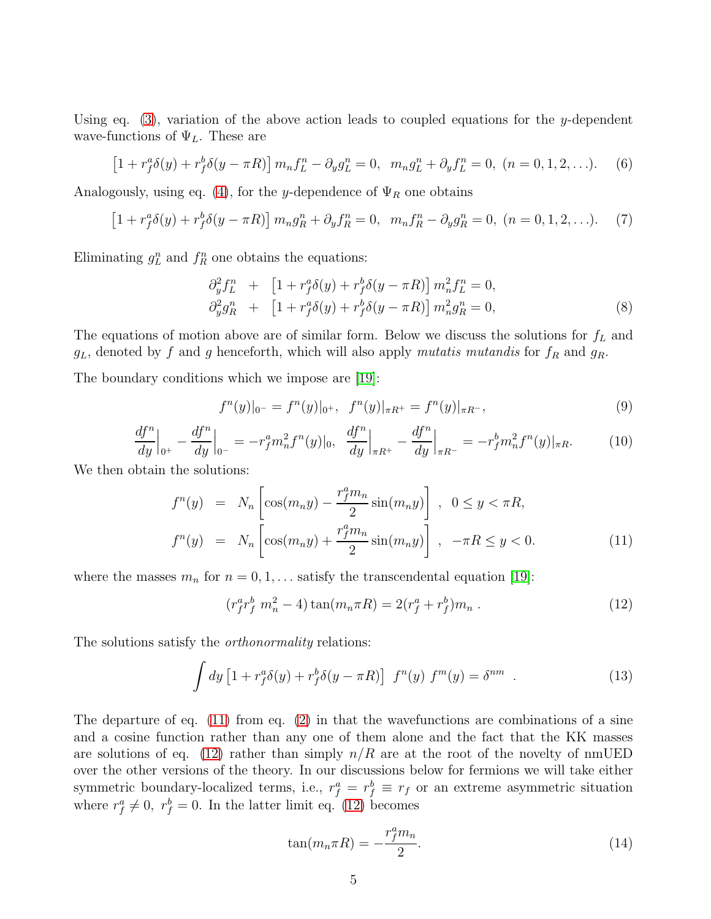Using eq. (3), variation of the above action leads to coupled equations for the $y$-dependent wave-functions of $\Psi_L$. These are

$$\left[1 + r_f^a \delta(y) + r_f^b \delta(y - \pi R)\right] m_n f_L^n - \partial_y g_L^n = 0, \;\; m_n g_L^n + \partial_y f_L^n = 0, \; (n = 0, 1, 2, \ldots). \tag{6}$$

Analogously, using eq. (4), for the $y$-dependence of $\Psi_R$ one obtains

$$\left[1 + r_f^a \delta(y) + r_f^b \delta(y - \pi R)\right] m_n g_R^n + \partial_y f_R^n = 0, \;\; m_n f_R^n - \partial_y g_R^n = 0, \; (n = 0, 1, 2, \ldots). \tag{7}$$

Eliminating $g_L^n$ and $f_R^n$ one obtains the equations:

$$\begin{aligned}
\partial_y^2 f_L^n &+ \left[1 + r_f^a \delta(y) + r_f^b \delta(y - \pi R)\right] m_n^2 f_L^n = 0, \\
\partial_y^2 g_R^n &+ \left[1 + r_f^a \delta(y) + r_f^b \delta(y - \pi R)\right] m_n^2 g_R^n = 0,
\end{aligned} \tag{8}$$

The equations of motion above are of similar form. Below we discuss the solutions for $f_L$ and $g_L$, denoted by $f$ and $g$ henceforth, which will also apply *mutatis mutandis* for $f_R$ and $g_R$.

The boundary conditions which we impose are [19]:

$$f^n(y)|_{0^-} = f^n(y)|_{0^+}, \;\; f^n(y)|_{\pi R^+} = f^n(y)|_{\pi R^-}, \tag{9}$$

$$\left.\frac{df^n}{dy}\right|_{0^+} - \left.\frac{df^n}{dy}\right|_{0^-} = -r_f^a m_n^2 f^n(y)|_0, \;\; \left.\frac{df^n}{dy}\right|_{\pi R^+} - \left.\frac{df^n}{dy}\right|_{\pi R^-} = -r_f^b m_n^2 f^n(y)|_{\pi R}. \tag{10}$$

We then obtain the solutions:

$$\begin{aligned}
f^n(y) &= N_n \left[\cos(m_n y) - \frac{r_f^a m_n}{2} \sin(m_n y)\right] \;, \;\; 0 \leq y < \pi R, \\
f^n(y) &= N_n \left[\cos(m_n y) + \frac{r_f^a m_n}{2} \sin(m_n y)\right] \;, \;\; -\pi R \leq y < 0.
\end{aligned} \tag{11}$$

where the masses $m_n$ for $n = 0, 1, \ldots$ satisfy the transcendental equation [19]:

$$(r_f^a r_f^b \; m_n^2 - 4) \tan(m_n \pi R) = 2(r_f^a + r_f^b) m_n \; . \tag{12}$$

The solutions satisfy the *orthonormality* relations:

$$\int dy \left[1 + r_f^a \delta(y) + r_f^b \delta(y - \pi R)\right] \; f^n(y) \; f^m(y) = \delta^{nm} \;\; . \tag{13}$$

The departure of eq. (11) from eq. (2) in that the wavefunctions are combinations of a sine and a cosine function rather than any one of them alone and the fact that the KK masses are solutions of eq. (12) rather than simply $n/R$ are at the root of the novelty of nmUED over the other versions of the theory. In our discussions below for fermions we will take either symmetric boundary-localized terms, i.e., $r_f^a = r_f^b \equiv r_f$ or an extreme asymmetric situation where $r_f^a \neq 0, \; r_f^b = 0$. In the latter limit eq. (12) becomes

$$\tan(m_n \pi R) = -\frac{r_f^a m_n}{2}. \tag{14}$$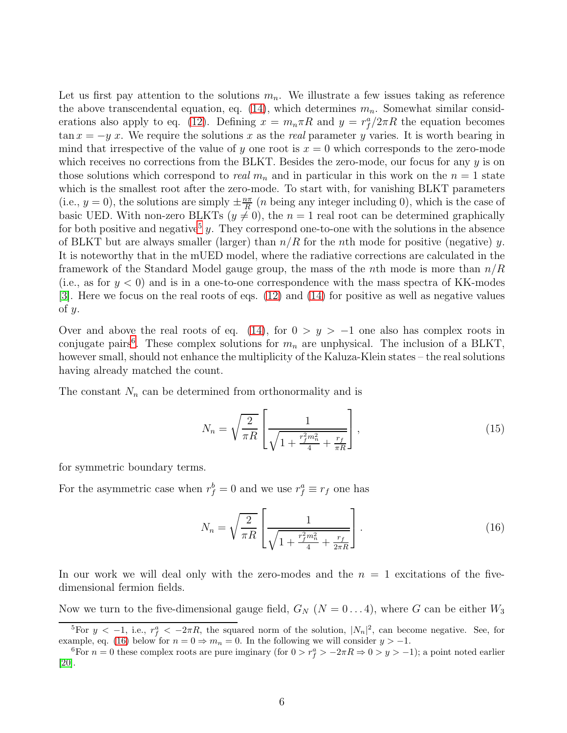Let us first pay attention to the solutions $m_n$. We illustrate a few issues taking as reference the above transcendental equation, eq. (14), which determines $m_n$. Somewhat similar considerations also apply to eq. (12). Defining $x = m_n \pi R$ and $y = r_f^a / 2\pi R$ the equation becomes $\tan x = -y\, x$. We require the solutions $x$ as the *real* parameter $y$ varies. It is worth bearing in mind that irrespective of the value of $y$ one root is $x = 0$ which corresponds to the zero-mode which receives no corrections from the BLKT. Besides the zero-mode, our focus for any $y$ is on those solutions which correspond to *real* $m_n$ and in particular in this work on the $n = 1$ state which is the smallest root after the zero-mode. To start with, for vanishing BLKT parameters (i.e., $y = 0$), the solutions are simply $\pm\frac{n\pi}{R}$ ($n$ being any integer including 0), which is the case of basic UED. With non-zero BLKTs ($y \neq 0$), the $n = 1$ real root can be determined graphically for both positive and negative[5] $y$. They correspond one-to-one with the solutions in the absence of BLKT but are always smaller (larger) than $n/R$ for the $n$th mode for positive (negative) $y$. It is noteworthy that in the mUED model, where the radiative corrections are calculated in the framework of the Standard Model gauge group, the mass of the $n$th mode is more than $n/R$ (i.e., as for $y < 0$) and is in a one-to-one correspondence with the mass spectra of KK-modes [3]. Here we focus on the real roots of eqs. (12) and (14) for positive as well as negative values of $y$.

Over and above the real roots of eq. (14), for $0 > y > -1$ one also has complex roots in conjugate pairs[6]. These complex solutions for $m_n$ are unphysical. The inclusion of a BLKT, however small, should not enhance the multiplicity of the Kaluza-Klein states – the real solutions having already matched the count.

The constant $N_n$ can be determined from orthonormality and is

$$N_n = \sqrt{\frac{2}{\pi R}} \left[ \frac{1}{\sqrt{1 + \frac{r_f^2 m_n^2}{4} + \frac{r_f}{\pi R}}} \right], \tag{15}$$

for symmetric boundary terms.

For the asymmetric case when $r_f^b = 0$ and we use $r_f^a \equiv r_f$ one has

$$N_n = \sqrt{\frac{2}{\pi R}} \left[ \frac{1}{\sqrt{1 + \frac{r_f^2 m_n^2}{4} + \frac{r_f}{2\pi R}}} \right]. \tag{16}$$

In our work we will deal only with the zero-modes and the $n = 1$ excitations of the five-dimensional fermion fields.

Now we turn to the five-dimensional gauge field, $G_N$ ($N = 0 \ldots 4$), where $G$ can be either $W_3$

---

[5] For $y < -1$, i.e., $r_f^a < -2\pi R$, the squared norm of the solution, $|N_n|^2$, can become negative. See, for example, eq. (16) below for $n = 0 \Rightarrow m_n = 0$. In the following we will consider $y > -1$.

[6] For $n = 0$ these complex roots are pure imginary (for $0 > r_f^a > -2\pi R \Rightarrow 0 > y > -1$); a point noted earlier [20].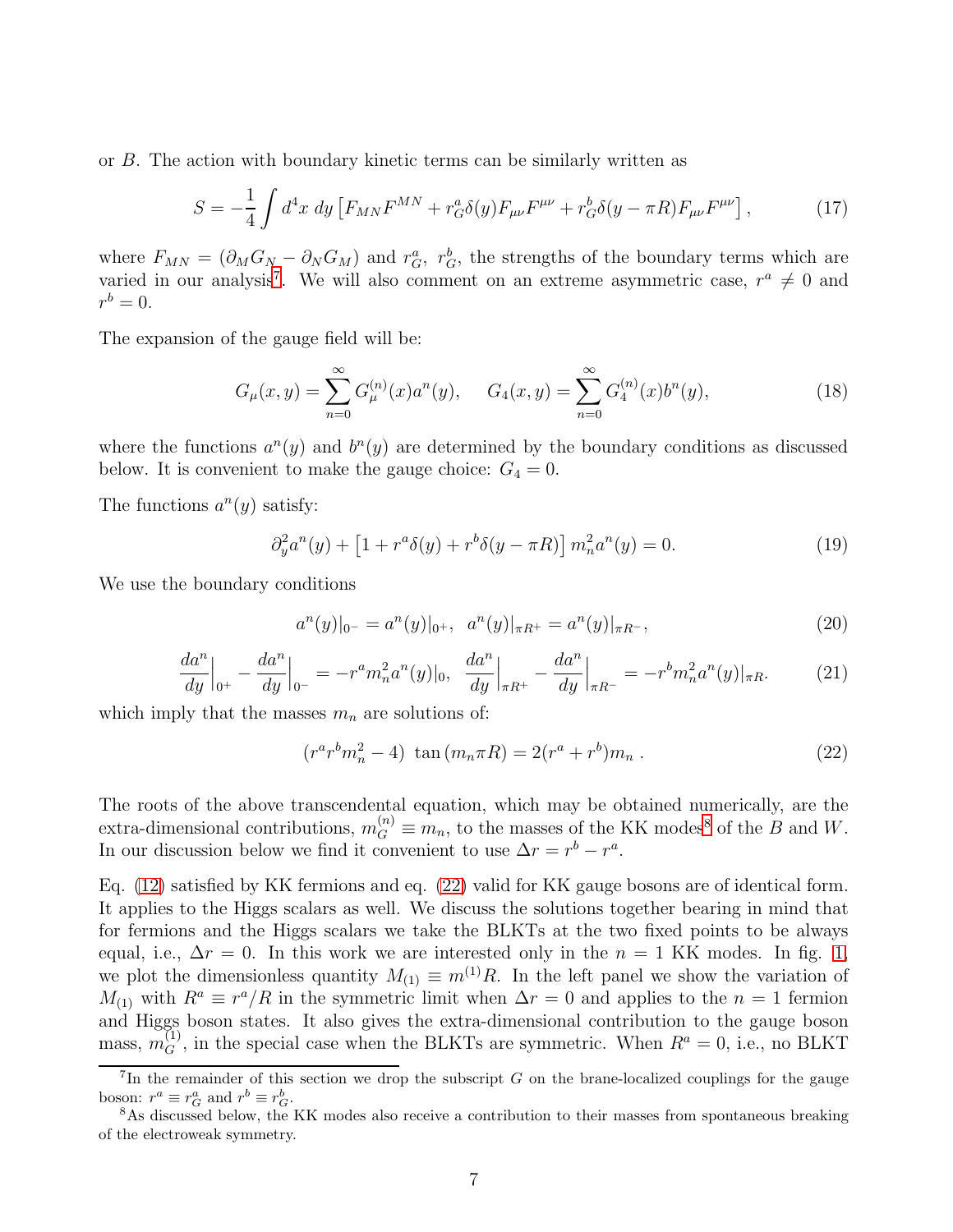or $B$. The action with boundary kinetic terms can be similarly written as

$$S = -\frac{1}{4}\int d^4x\; dy\left[F_{MN}F^{MN} + r^a_G\delta(y)F_{\mu\nu}F^{\mu\nu} + r^b_G\delta(y-\pi R)F_{\mu\nu}F^{\mu\nu}\right], \tag{17}$$

where $F_{MN} = (\partial_M G_N - \partial_N G_M)$ and $r^a_G,\ r^b_G$, the strengths of the boundary terms which are varied in our analysis[7]. We will also comment on an extreme asymmetric case, $r^a \neq 0$ and $r^b = 0$.

The expansion of the gauge field will be:

$$G_\mu(x,y) = \sum_{n=0}^{\infty} G_\mu^{(n)}(x)a^n(y), \quad G_4(x,y) = \sum_{n=0}^{\infty} G_4^{(n)}(x)b^n(y), \tag{18}$$

where the functions $a^n(y)$ and $b^n(y)$ are determined by the boundary conditions as discussed below. It is convenient to make the gauge choice: $G_4 = 0$.

The functions $a^n(y)$ satisfy:

$$\partial_y^2 a^n(y) + \left[1 + r^a\delta(y) + r^b\delta(y-\pi R)\right]m_n^2 a^n(y) = 0. \tag{19}$$

We use the boundary conditions

$$a^n(y)|_{0^-} = a^n(y)|_{0^+},\ \ a^n(y)|_{\pi R^+} = a^n(y)|_{\pi R^-}, \tag{20}$$

$$\frac{da^n}{dy}\Big|_{0^+} - \frac{da^n}{dy}\Big|_{0^-} = -r^a m_n^2 a^n(y)|_0,\ \ \frac{da^n}{dy}\Big|_{\pi R^+} - \frac{da^n}{dy}\Big|_{\pi R^-} = -r^b m_n^2 a^n(y)|_{\pi R}. \tag{21}$$

which imply that the masses $m_n$ are solutions of:

$$(r^a r^b m_n^2 - 4)\ \tan(m_n\pi R) = 2(r^a + r^b)m_n\ . \tag{22}$$

The roots of the above transcendental equation, which may be obtained numerically, are the extra-dimensional contributions, $m_G^{(n)} \equiv m_n$, to the masses of the KK modes[8] of the $B$ and $W$. In our discussion below we find it convenient to use $\Delta r = r^b - r^a$.

Eq. (12) satisfied by KK fermions and eq. (22) valid for KK gauge bosons are of identical form. It applies to the Higgs scalars as well. We discuss the solutions together bearing in mind that for fermions and the Higgs scalars we take the BLKTs at the two fixed points to be always equal, i.e., $\Delta r = 0$. In this work we are interested only in the $n = 1$ KK modes. In fig. 1, we plot the dimensionless quantity $M_{(1)} \equiv m^{(1)}R$. In the left panel we show the variation of $M_{(1)}$ with $R^a \equiv r^a/R$ in the symmetric limit when $\Delta r = 0$ and applies to the $n = 1$ fermion and Higgs boson states. It also gives the extra-dimensional contribution to the gauge boson mass, $m_G^{(1)}$, in the special case when the BLKTs are symmetric. When $R^a = 0$, i.e., no BLKT

[7] In the remainder of this section we drop the subscript $G$ on the brane-localized couplings for the gauge boson: $r^a \equiv r^a_G$ and $r^b \equiv r^b_G$.

[8] As discussed below, the KK modes also receive a contribution to their masses from spontaneous breaking of the electroweak symmetry.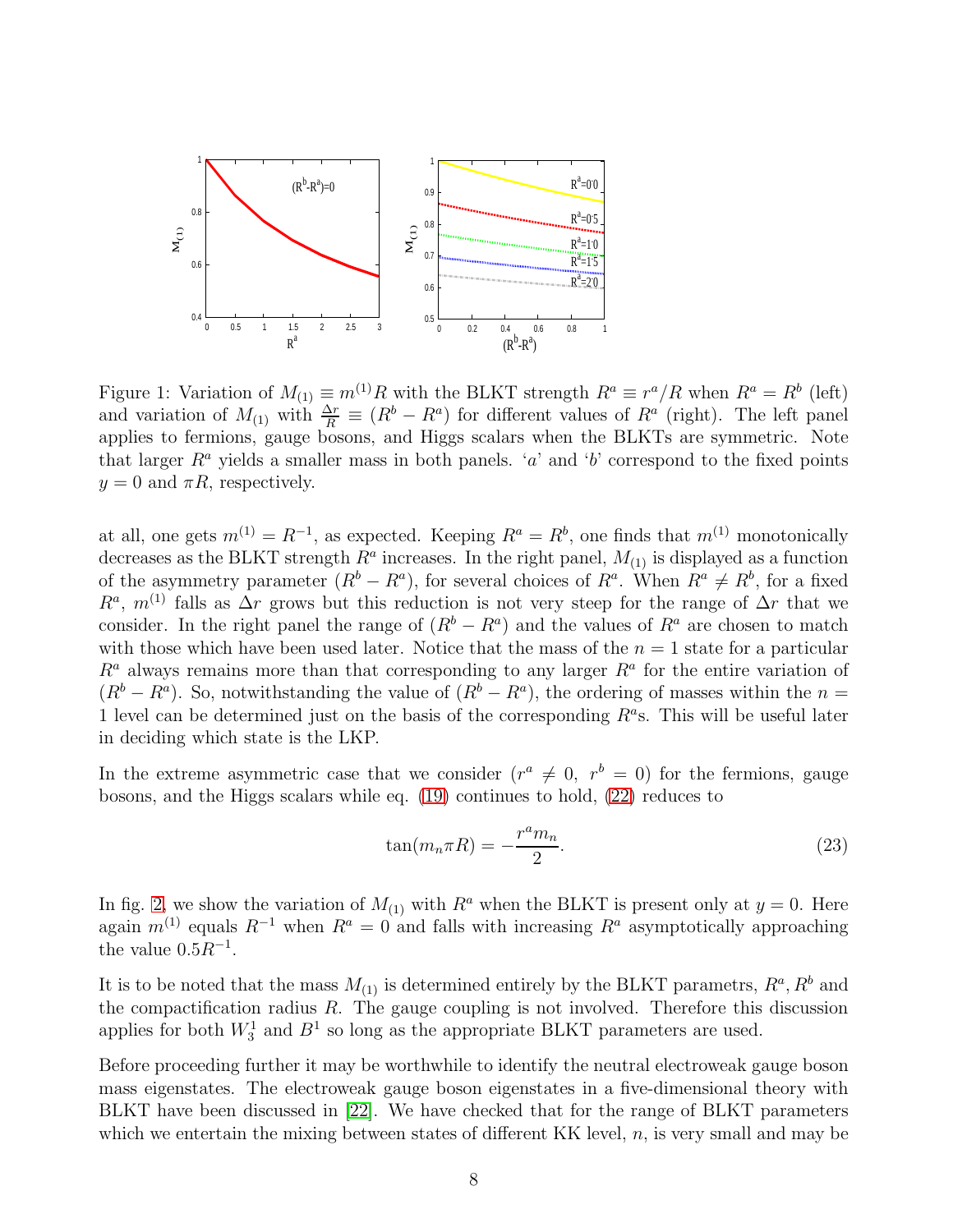Figure 1: Variation of $M_{(1)} \equiv m^{(1)}R$ with the BLKT strength $R^a \equiv r^a/R$ when $R^a = R^b$ (left) and variation of $M_{(1)}$ with $\frac{\Delta r}{R} \equiv (R^b - R^a)$ for different values of $R^a$ (right). The left panel applies to fermions, gauge bosons, and Higgs scalars when the BLKTs are symmetric. Note that larger $R^a$ yields a smaller mass in both panels. '$a$' and '$b$' correspond to the fixed points $y = 0$ and $\pi R$, respectively.

at all, one gets $m^{(1)} = R^{-1}$, as expected. Keeping $R^a = R^b$, one finds that $m^{(1)}$ monotonically decreases as the BLKT strength $R^a$ increases. In the right panel, $M_{(1)}$ is displayed as a function of the asymmetry parameter $(R^b - R^a)$, for several choices of $R^a$. When $R^a \neq R^b$, for a fixed $R^a$, $m^{(1)}$ falls as $\Delta r$ grows but this reduction is not very steep for the range of $\Delta r$ that we consider. In the right panel the range of $(R^b - R^a)$ and the values of $R^a$ are chosen to match with those which have been used later. Notice that the mass of the $n = 1$ state for a particular $R^a$ always remains more than that corresponding to any larger $R^a$ for the entire variation of $(R^b - R^a)$. So, notwithstanding the value of $(R^b - R^a)$, the ordering of masses within the $n = 1$ level can be determined just on the basis of the corresponding $R^a$s. This will be useful later in deciding which state is the LKP.

In the extreme asymmetric case that we consider ($r^a \neq 0,\ r^b = 0$) for the fermions, gauge bosons, and the Higgs scalars while eq. (19) continues to hold, (22) reduces to

$$\tan(m_n \pi R) = -\frac{r^a m_n}{2}. \tag{23}$$

In fig. 2, we show the variation of $M_{(1)}$ with $R^a$ when the BLKT is present only at $y = 0$. Here again $m^{(1)}$ equals $R^{-1}$ when $R^a = 0$ and falls with increasing $R^a$ asymptotically approaching the value $0.5R^{-1}$.

It is to be noted that the mass $M_{(1)}$ is determined entirely by the BLKT parametrs, $R^a, R^b$ and the compactification radius $R$. The gauge coupling is not involved. Therefore this discussion applies for both $W_3^1$ and $B^1$ so long as the appropriate BLKT parameters are used.

Before proceeding further it may be worthwhile to identify the neutral electroweak gauge boson mass eigenstates. The electroweak gauge boson eigenstates in a five-dimensional theory with BLKT have been discussed in [22]. We have checked that for the range of BLKT parameters which we entertain the mixing between states of different KK level, $n$, is very small and may be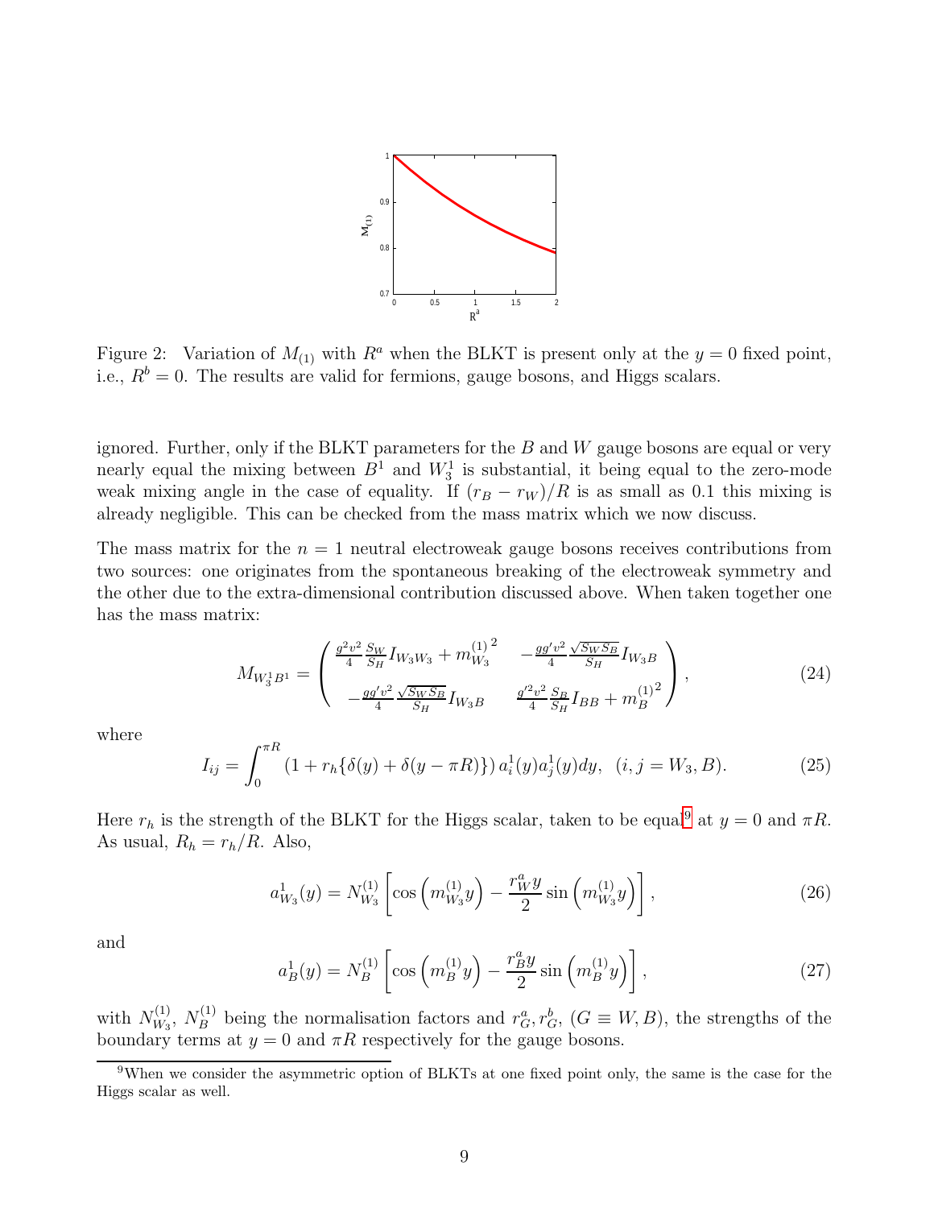Figure 2: Variation of $M_{(1)}$ with $R^a$ when the BLKT is present only at the $y = 0$ fixed point, i.e., $R^b = 0$. The results are valid for fermions, gauge bosons, and Higgs scalars.

ignored. Further, only if the BLKT parameters for the $B$ and $W$ gauge bosons are equal or very nearly equal the mixing between $B^1$ and $W_3^1$ is substantial, it being equal to the zero-mode weak mixing angle in the case of equality. If $(r_B - r_W)/R$ is as small as 0.1 this mixing is already negligible. This can be checked from the mass matrix which we now discuss.

The mass matrix for the $n = 1$ neutral electroweak gauge bosons receives contributions from two sources: one originates from the spontaneous breaking of the electroweak symmetry and the other due to the extra-dimensional contribution discussed above. When taken together one has the mass matrix:

$$M_{W_3^1 B^1} = \begin{pmatrix} \frac{g^2 v^2}{4} \frac{S_W}{S_H} I_{W_3 W_3} + {m_{W_3}^{(1)}}^2 & -\frac{g g' v^2}{4} \frac{\sqrt{S_W S_B}}{S_H} I_{W_3 B} \\ -\frac{g g' v^2}{4} \frac{\sqrt{S_W S_B}}{S_H} I_{W_3 B} & \frac{g'^2 v^2}{4} \frac{S_B}{S_H} I_{BB} + {m_B^{(1)}}^2 \end{pmatrix}, \tag{24}$$

where

$$I_{ij} = \int_0^{\pi R} \left(1 + r_h\{\delta(y) + \delta(y - \pi R)\}\right) a_i^1(y) a_j^1(y) dy, \quad (i, j = W_3, B). \tag{25}$$

Here $r_h$ is the strength of the BLKT for the Higgs scalar, taken to be equal[9] at $y = 0$ and $\pi R$. As usual, $R_h = r_h/R$. Also,

$$a_{W_3}^1(y) = N_{W_3}^{(1)} \left[\cos\left(m_{W_3}^{(1)} y\right) - \frac{r_W^a y}{2} \sin\left(m_{W_3}^{(1)} y\right)\right], \tag{26}$$

and

$$a_B^1(y) = N_B^{(1)} \left[\cos\left(m_B^{(1)} y\right) - \frac{r_B^a y}{2} \sin\left(m_B^{(1)} y\right)\right], \tag{27}$$

with $N_{W_3}^{(1)}$, $N_B^{(1)}$ being the normalisation factors and $r_G^a, r_G^b$, $(G \equiv W, B)$, the strengths of the boundary terms at $y = 0$ and $\pi R$ respectively for the gauge bosons.

[9] When we consider the asymmetric option of BLKTs at one fixed point only, the same is the case for the Higgs scalar as well.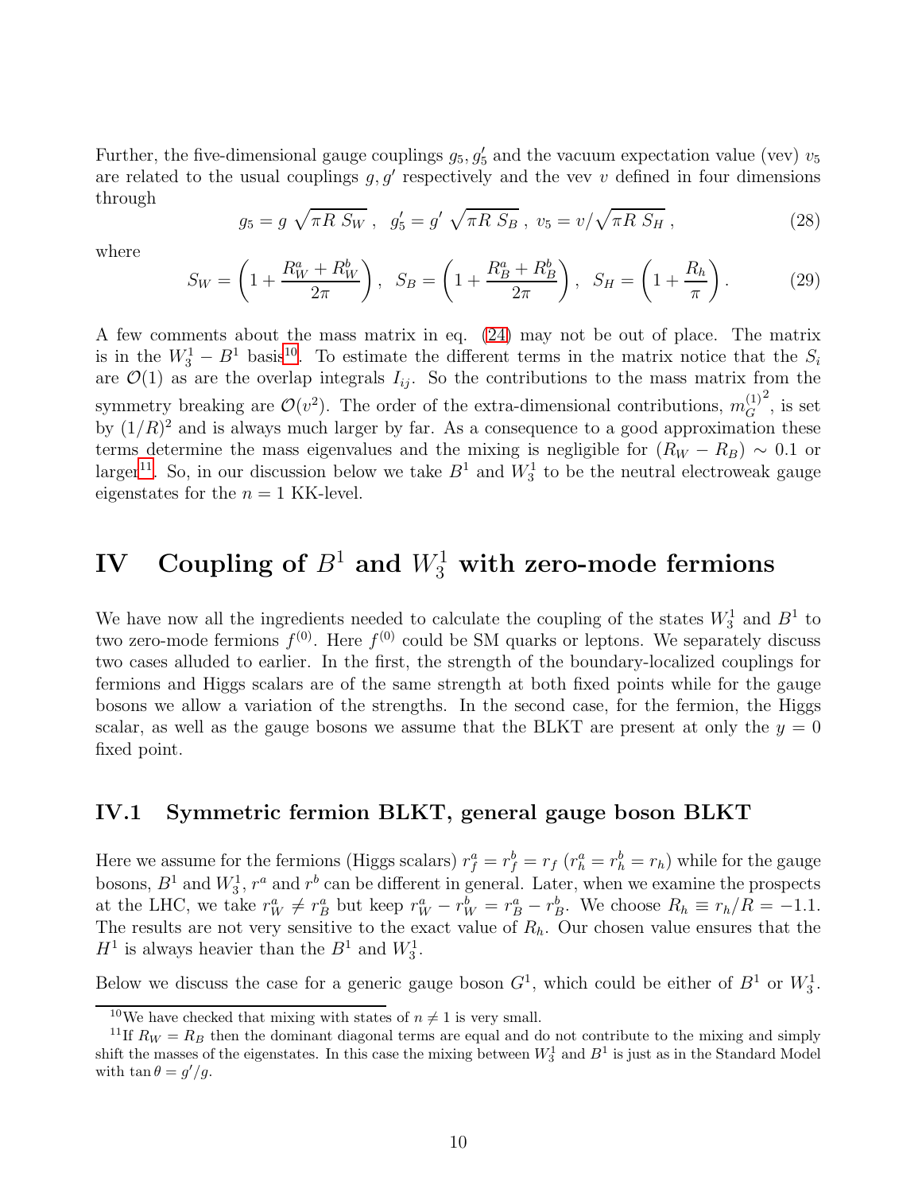Further, the five-dimensional gauge couplings $g_5, g_5'$ and the vacuum expectation value (vev) $v_5$ are related to the usual couplings $g, g'$ respectively and the vev $v$ defined in four dimensions through

$$g_5 = g\ \sqrt{\pi R\ S_W}\ ,\ \ g_5' = g'\ \sqrt{\pi R\ S_B}\ ,\ v_5 = v/\sqrt{\pi R\ S_H}\ , \tag{28}$$

where

$$S_W = \left(1 + \frac{R_W^a + R_W^b}{2\pi}\right),\ \ S_B = \left(1 + \frac{R_B^a + R_B^b}{2\pi}\right),\ \ S_H = \left(1 + \frac{R_h}{\pi}\right). \tag{29}$$

A few comments about the mass matrix in eq. (24) may not be out of place. The matrix is in the $W_3^1 - B^1$ basis[10]. To estimate the different terms in the matrix notice that the $S_i$ are $\mathcal{O}(1)$ as are the overlap integrals $I_{ij}$. So the contributions to the mass matrix from the symmetry breaking are $\mathcal{O}(v^2)$. The order of the extra-dimensional contributions, ${m_G^{(1)}}^2$, is set by $(1/R)^2$ and is always much larger by far. As a consequence to a good approximation these terms determine the mass eigenvalues and the mixing is negligible for $(R_W - R_B) \sim 0.1$ or larger[11]. So, in our discussion below we take $B^1$ and $W_3^1$ to be the neutral electroweak gauge eigenstates for the $n = 1$ KK-level.

# IV Coupling of $B^1$ and $W_3^1$ with zero-mode fermions

We have now all the ingredients needed to calculate the coupling of the states $W_3^1$ and $B^1$ to two zero-mode fermions $f^{(0)}$. Here $f^{(0)}$ could be SM quarks or leptons. We separately discuss two cases alluded to earlier. In the first, the strength of the boundary-localized couplings for fermions and Higgs scalars are of the same strength at both fixed points while for the gauge bosons we allow a variation of the strengths. In the second case, for the fermion, the Higgs scalar, as well as the gauge bosons we assume that the BLKT are present at only the $y = 0$ fixed point.

## IV.1 Symmetric fermion BLKT, general gauge boson BLKT

Here we assume for the fermions (Higgs scalars) $r_f^a = r_f^b = r_f$ ($r_h^a = r_h^b = r_h$) while for the gauge bosons, $B^1$ and $W_3^1$, $r^a$ and $r^b$ can be different in general. Later, when we examine the prospects at the LHC, we take $r_W^a \neq r_B^a$ but keep $r_W^a - r_W^b = r_B^a - r_B^b$. We choose $R_h \equiv r_h/R = -1.1$. The results are not very sensitive to the exact value of $R_h$. Our chosen value ensures that the $H^1$ is always heavier than the $B^1$ and $W_3^1$.

Below we discuss the case for a generic gauge boson $G^1$, which could be either of $B^1$ or $W_3^1$.

[10] We have checked that mixing with states of $n \neq 1$ is very small.

[11] If $R_W = R_B$ then the dominant diagonal terms are equal and do not contribute to the mixing and simply shift the masses of the eigenstates. In this case the mixing between $W_3^1$ and $B^1$ is just as in the Standard Model with $\tan\theta = g'/g$.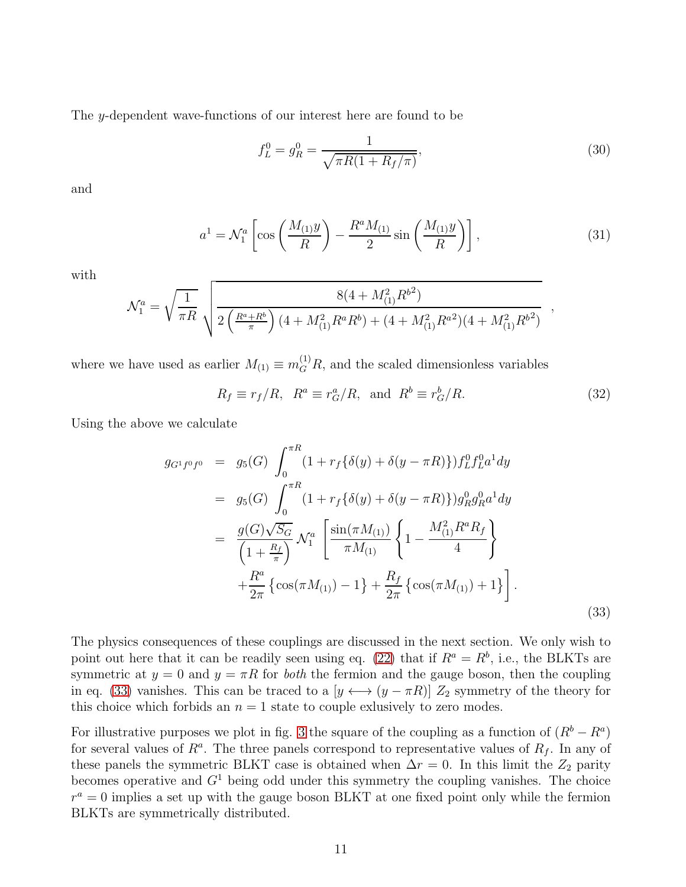The $y$-dependent wave-functions of our interest here are found to be

$$f_L^0 = g_R^0 = \frac{1}{\sqrt{\pi R(1 + R_f/\pi)}}, \tag{30}$$

and

$$a^1 = \mathcal{N}_1^a \left[ \cos\left(\frac{M_{(1)} y}{R}\right) - \frac{R^a M_{(1)}}{2} \sin\left(\frac{M_{(1)} y}{R}\right) \right], \tag{31}$$

with

$$\mathcal{N}_1^a = \sqrt{\frac{1}{\pi R}} \sqrt{\frac{8(4 + M_{(1)}^2 R^{b2})}{2\left(\frac{R^a + R^b}{\pi}\right)(4 + M_{(1)}^2 R^a R^b) + (4 + M_{(1)}^2 R^{a2})(4 + M_{(1)}^2 R^{b2})}} \;,$$

where we have used as earlier $M_{(1)} \equiv m_G^{(1)} R$, and the scaled dimensionless variables

$$R_f \equiv r_f / R, \;\; R^a \equiv r_G^a / R, \;\; \text{and} \;\; R^b \equiv r_G^b / R. \tag{32}$$

Using the above we calculate

$$\begin{aligned}
g_{G^1 f^0 f^0} &= g_5(G) \int_0^{\pi R} (1 + r_f \{\delta(y) + \delta(y - \pi R)\}) f_L^0 f_L^0 a^1 dy \\
&= g_5(G) \int_0^{\pi R} (1 + r_f \{\delta(y) + \delta(y - \pi R)\}) g_R^0 g_R^0 a^1 dy \\
&= \frac{g(G)\sqrt{S_G}}{\left(1 + \frac{R_f}{\pi}\right)} \mathcal{N}_1^a \left[ \frac{\sin(\pi M_{(1)})}{\pi M_{(1)}} \left\{ 1 - \frac{M_{(1)}^2 R^a R_f}{4} \right\} \right. \\
&\quad \left. + \frac{R^a}{2\pi} \left\{ \cos(\pi M_{(1)}) - 1 \right\} + \frac{R_f}{2\pi} \left\{ \cos(\pi M_{(1)}) + 1 \right\} \right].
\end{aligned} \tag{33}$$

The physics consequences of these couplings are discussed in the next section. We only wish to point out here that it can be readily seen using eq. (22) that if $R^a = R^b$, i.e., the BLKTs are symmetric at $y = 0$ and $y = \pi R$ for *both* the fermion and the gauge boson, then the coupling in eq. (33) vanishes. This can be traced to a $[y \longleftrightarrow (y - \pi R)]$ $Z_2$ symmetry of the theory for this choice which forbids an $n = 1$ state to couple exlusively to zero modes.

For illustrative purposes we plot in fig. 3 the square of the coupling as a function of $(R^b - R^a)$ for several values of $R^a$. The three panels correspond to representative values of $R_f$. In any of these panels the symmetric BLKT case is obtained when $\Delta r = 0$. In this limit the $Z_2$ parity becomes operative and $G^1$ being odd under this symmetry the coupling vanishes. The choice $r^a = 0$ implies a set up with the gauge boson BLKT at one fixed point only while the fermion BLKTs are symmetrically distributed.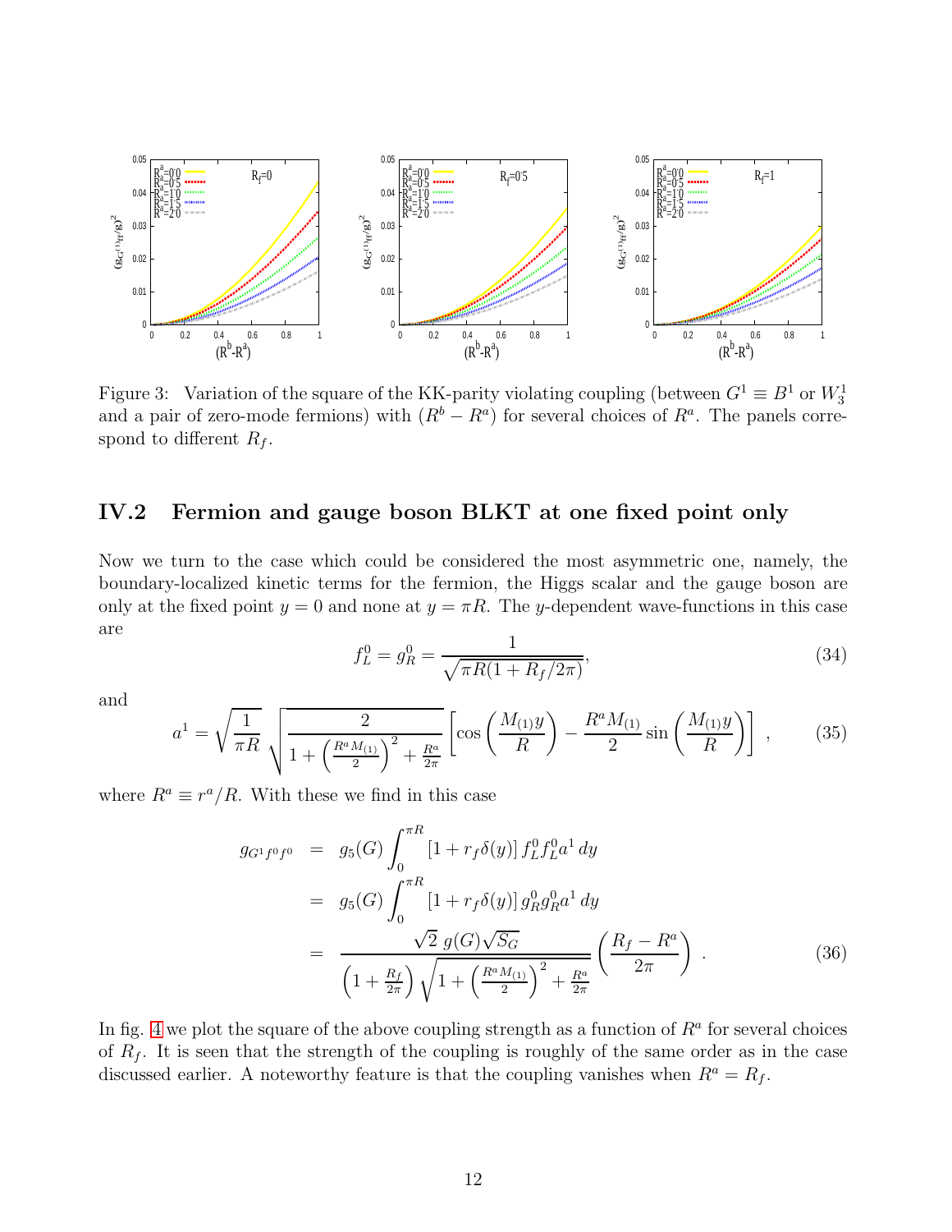Figure 3: Variation of the square of the KK-parity violating coupling (between $G^1 \equiv B^1$ or $W_3^1$ and a pair of zero-mode fermions) with $(R^b - R^a)$ for several choices of $R^a$. The panels correspond to different $R_f$.

## IV.2 Fermion and gauge boson BLKT at one fixed point only

Now we turn to the case which could be considered the most asymmetric one, namely, the boundary-localized kinetic terms for the fermion, the Higgs scalar and the gauge boson are only at the fixed point $y = 0$ and none at $y = \pi R$. The $y$-dependent wave-functions in this case are

$$f_L^0 = g_R^0 = \frac{1}{\sqrt{\pi R(1 + R_f/2\pi)}}, \tag{34}$$

and

$$a^1 = \sqrt{\frac{1}{\pi R}}\sqrt{\frac{2}{1 + \left(\frac{R^a M_{(1)}}{2}\right)^2 + \frac{R^a}{2\pi}}}\left[\cos\left(\frac{M_{(1)}y}{R}\right) - \frac{R^a M_{(1)}}{2}\sin\left(\frac{M_{(1)}y}{R}\right)\right], \tag{35}$$

where $R^a \equiv r^a/R$. With these we find in this case

$$\begin{aligned} g_{G^1 f^0 f^0} &= g_5(G)\int_0^{\pi R}\left[1 + r_f\delta(y)\right] f_L^0 f_L^0 a^1\, dy \\ &= g_5(G)\int_0^{\pi R}\left[1 + r_f\delta(y)\right] g_R^0 g_R^0 a^1\, dy \\ &= \frac{\sqrt{2}\; g(G)\sqrt{S_G}}{\left(1 + \frac{R_f}{2\pi}\right)\sqrt{1 + \left(\frac{R^a M_{(1)}}{2}\right)^2 + \frac{R^a}{2\pi}}}\left(\frac{R_f - R^a}{2\pi}\right). \end{aligned} \tag{36}$$

In fig. 4 we plot the square of the above coupling strength as a function of $R^a$ for several choices of $R_f$. It is seen that the strength of the coupling is roughly of the same order as in the case discussed earlier. A noteworthy feature is that the coupling vanishes when $R^a = R_f$.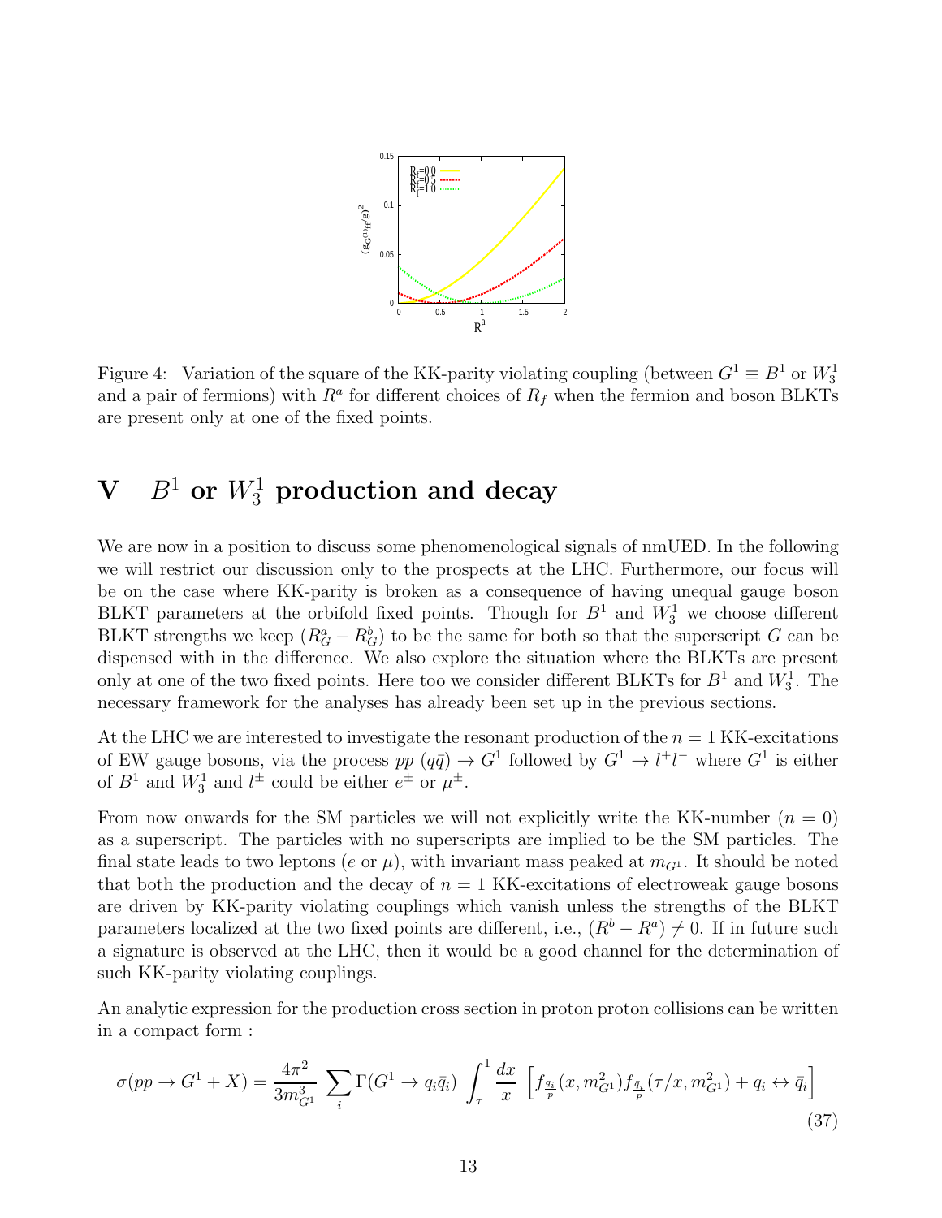Figure 4: Variation of the square of the KK-parity violating coupling (between $G^1 \equiv B^1$ or $W_3^1$ and a pair of fermions) with $R^a$ for different choices of $R_f$ when the fermion and boson BLKTs are present only at one of the fixed points.

# V $B^1$ or $W_3^1$ production and decay

We are now in a position to discuss some phenomenological signals of nmUED. In the following we will restrict our discussion only to the prospects at the LHC. Furthermore, our focus will be on the case where KK-parity is broken as a consequence of having unequal gauge boson BLKT parameters at the orbifold fixed points. Though for $B^1$ and $W_3^1$ we choose different BLKT strengths we keep $(R_G^a - R_G^b)$ to be the same for both so that the superscript $G$ can be dispensed with in the difference. We also explore the situation where the BLKTs are present only at one of the two fixed points. Here too we consider different BLKTs for $B^1$ and $W_3^1$. The necessary framework for the analyses has already been set up in the previous sections.

At the LHC we are interested to investigate the resonant production of the $n = 1$ KK-excitations of EW gauge bosons, via the process $pp$ $(q\bar{q}) \to G^1$ followed by $G^1 \to l^+l^-$ where $G^1$ is either of $B^1$ and $W_3^1$ and $l^\pm$ could be either $e^\pm$ or $\mu^\pm$.

From now onwards for the SM particles we will not explicitly write the KK-number ($n = 0$) as a superscript. The particles with no superscripts are implied to be the SM particles. The final state leads to two leptons ($e$ or $\mu$), with invariant mass peaked at $m_{G^1}$. It should be noted that both the production and the decay of $n = 1$ KK-excitations of electroweak gauge bosons are driven by KK-parity violating couplings which vanish unless the strengths of the BLKT parameters localized at the two fixed points are different, i.e., $(R^b - R^a) \neq 0$. If in future such a signature is observed at the LHC, then it would be a good channel for the determination of such KK-parity violating couplings.

An analytic expression for the production cross section in proton proton collisions can be written in a compact form :

$$\sigma(pp \to G^1 + X) = \frac{4\pi^2}{3m_{G^1}^3} \sum_i \Gamma(G^1 \to q_i\bar{q}_i) \int_\tau^1 \frac{dx}{x} \left[ f_{\frac{q_i}{p}}(x, m_{G^1}^2) f_{\frac{\bar{q}_i}{p}}(\tau/x, m_{G^1}^2) + q_i \leftrightarrow \bar{q}_i \right] \tag{37}$$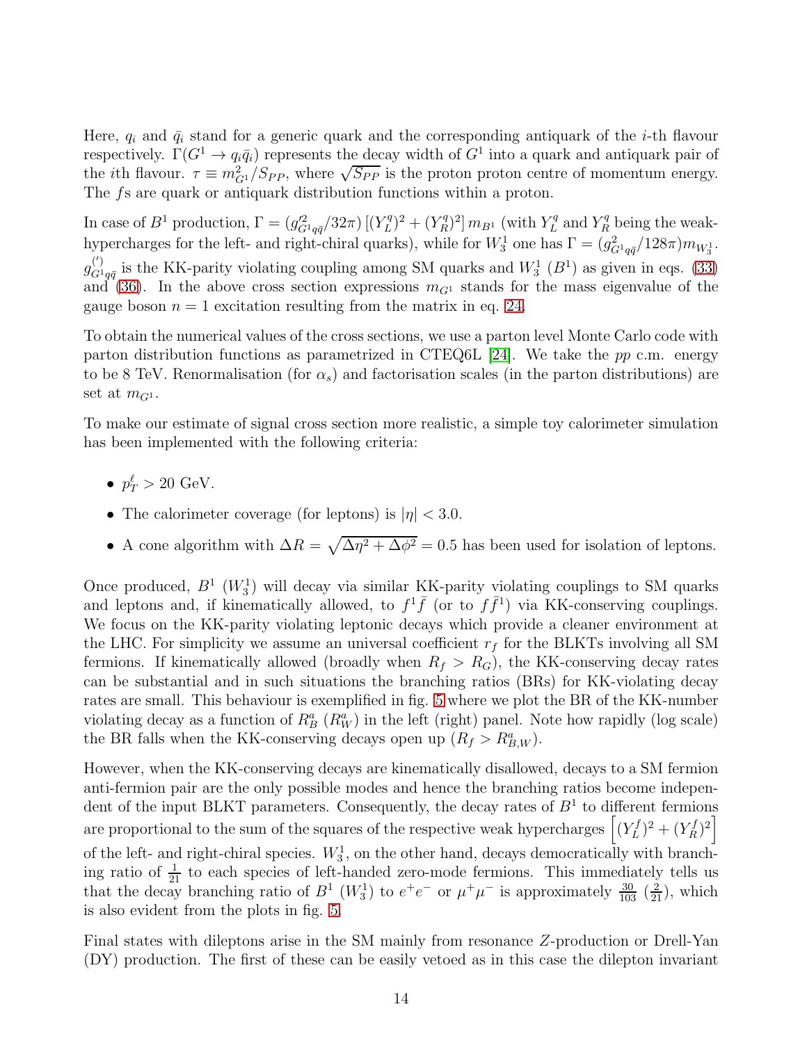Here, $q_i$ and $\bar{q}_i$ stand for a generic quark and the corresponding antiquark of the $i$-th flavour respectively. $\Gamma(G^1 \to q_i \bar{q}_i)$ represents the decay width of $G^1$ into a quark and antiquark pair of the $i$th flavour. $\tau \equiv m_{G^1}^2 / S_{PP}$, where $\sqrt{S_{PP}}$ is the proton proton centre of momentum energy. The $f$s are quark or antiquark distribution functions within a proton.

In case of $B^1$ production, $\Gamma = (g'^2_{G^1 q\bar{q}}/32\pi)\,[(Y_L^q)^2 + (Y_R^q)^2]\, m_{B^1}$ (with $Y_L^q$ and $Y_R^q$ being the weak-hypercharges for the left- and right-chiral quarks), while for $W_3^1$ one has $\Gamma = (g^2_{G^1 q\bar{q}}/128\pi) m_{W_3^1}$. $g^{(\prime)}_{G^1 q\bar{q}}$ is the KK-parity violating coupling among SM quarks and $W_3^1$ ($B^1$) as given in eqs. (33) and (36). In the above cross section expressions $m_{G^1}$ stands for the mass eigenvalue of the gauge boson $n = 1$ excitation resulting from the matrix in eq. 24.

To obtain the numerical values of the cross sections, we use a parton level Monte Carlo code with parton distribution functions as parametrized in CTEQ6L [24]. We take the $pp$ c.m. energy to be 8 TeV. Renormalisation (for $\alpha_s$) and factorisation scales (in the parton distributions) are set at $m_{G^1}$.

To make our estimate of signal cross section more realistic, a simple toy calorimeter simulation has been implemented with the following criteria:

- $p_T^\ell > 20$ GeV.
- The calorimeter coverage (for leptons) is $|\eta| < 3.0$.
- A cone algorithm with $\Delta R = \sqrt{\Delta\eta^2 + \Delta\phi^2} = 0.5$ has been used for isolation of leptons.

Once produced, $B^1$ ($W_3^1$) will decay via similar KK-parity violating couplings to SM quarks and leptons and, if kinematically allowed, to $f^1 \bar{f}$ (or to $f \bar{f}^1$) via KK-conserving couplings. We focus on the KK-parity violating leptonic decays which provide a cleaner environment at the LHC. For simplicity we assume an universal coefficient $r_f$ for the BLKTs involving all SM fermions. If kinematically allowed (broadly when $R_f > R_G$), the KK-conserving decay rates can be substantial and in such situations the branching ratios (BRs) for KK-violating decay rates are small. This behaviour is exemplified in fig. 5 where we plot the BR of the KK-number violating decay as a function of $R_B^a$ ($R_W^a$) in the left (right) panel. Note how rapidly (log scale) the BR falls when the KK-conserving decays open up ($R_f > R_{B,W}^a$).

However, when the KK-conserving decays are kinematically disallowed, decays to a SM fermion anti-fermion pair are the only possible modes and hence the branching ratios become independent of the input BLKT parameters. Consequently, the decay rates of $B^1$ to different fermions are proportional to the sum of the squares of the respective weak hypercharges $\left[(Y_L^f)^2 + (Y_R^f)^2\right]$ of the left- and right-chiral species. $W_3^1$, on the other hand, decays democratically with branching ratio of $\frac{1}{21}$ to each species of left-handed zero-mode fermions. This immediately tells us that the decay branching ratio of $B^1$ ($W_3^1$) to $e^+e^-$ or $\mu^+\mu^-$ is approximately $\frac{30}{103}$ ($\frac{2}{21}$), which is also evident from the plots in fig. 5.

Final states with dileptons arise in the SM mainly from resonance $Z$-production or Drell-Yan (DY) production. The first of these can be easily vetoed as in this case the dilepton invariant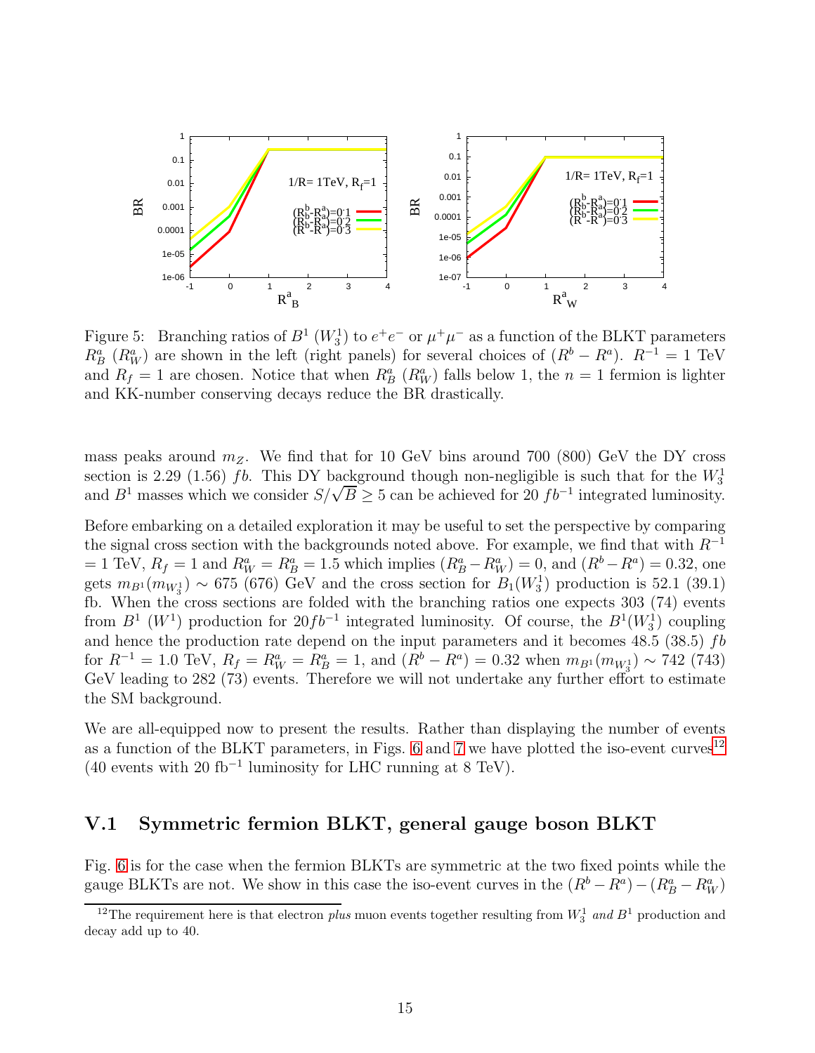Figure 5: Branching ratios of $B^1$ ($W_3^1$) to $e^+e^-$ or $\mu^+\mu^-$ as a function of the BLKT parameters $R_B^a$ ($R_W^a$) are shown in the left (right panels) for several choices of $(R^b - R^a)$. $R^{-1} = 1$ TeV and $R_f = 1$ are chosen. Notice that when $R_B^a$ ($R_W^a$) falls below 1, the $n = 1$ fermion is lighter and KK-number conserving decays reduce the BR drastically.

mass peaks around $m_Z$. We find that for 10 GeV bins around 700 (800) GeV the DY cross section is 2.29 (1.56) $fb$. This DY background though non-negligible is such that for the $W_3^1$ and $B^1$ masses which we consider $S/\sqrt{B} \geq 5$ can be achieved for 20 $fb^{-1}$ integrated luminosity.

Before embarking on a detailed exploration it may be useful to set the perspective by comparing the signal cross section with the backgrounds noted above. For example, we find that with $R^{-1}$ = 1 TeV, $R_f = 1$ and $R_W^a = R_B^a = 1.5$ which implies $(R_B^a - R_W^a) = 0$, and $(R^b - R^a) = 0.32$, one gets $m_{B^1}(m_{W_3^1}) \sim 675$ (676) GeV and the cross section for $B_1(W_3^1)$ production is 52.1 (39.1) fb. When the cross sections are folded with the branching ratios one expects 303 (74) events from $B^1$ ($W^1$) production for $20 fb^{-1}$ integrated luminosity. Of course, the $B^1(W_3^1)$ coupling and hence the production rate depend on the input parameters and it becomes 48.5 (38.5) $fb$ for $R^{-1} = 1.0$ TeV, $R_f = R_W^a = R_B^a = 1$, and $(R^b - R^a) = 0.32$ when $m_{B^1}(m_{W_3^1}) \sim 742$ (743) GeV leading to 282 (73) events. Therefore we will not undertake any further effort to estimate the SM background.

We are all-equipped now to present the results. Rather than displaying the number of events as a function of the BLKT parameters, in Figs. 6 and 7 we have plotted the iso-event curves[12] (40 events with 20 fb$^{-1}$ luminosity for LHC running at 8 TeV).

## V.1 Symmetric fermion BLKT, general gauge boson BLKT

Fig. 6 is for the case when the fermion BLKTs are symmetric at the two fixed points while the gauge BLKTs are not. We show in this case the iso-event curves in the $(R^b - R^a) - (R_B^a - R_W^a)$

[12] The requirement here is that electron *plus* muon events together resulting from $W_3^1$ *and* $B^1$ production and decay add up to 40.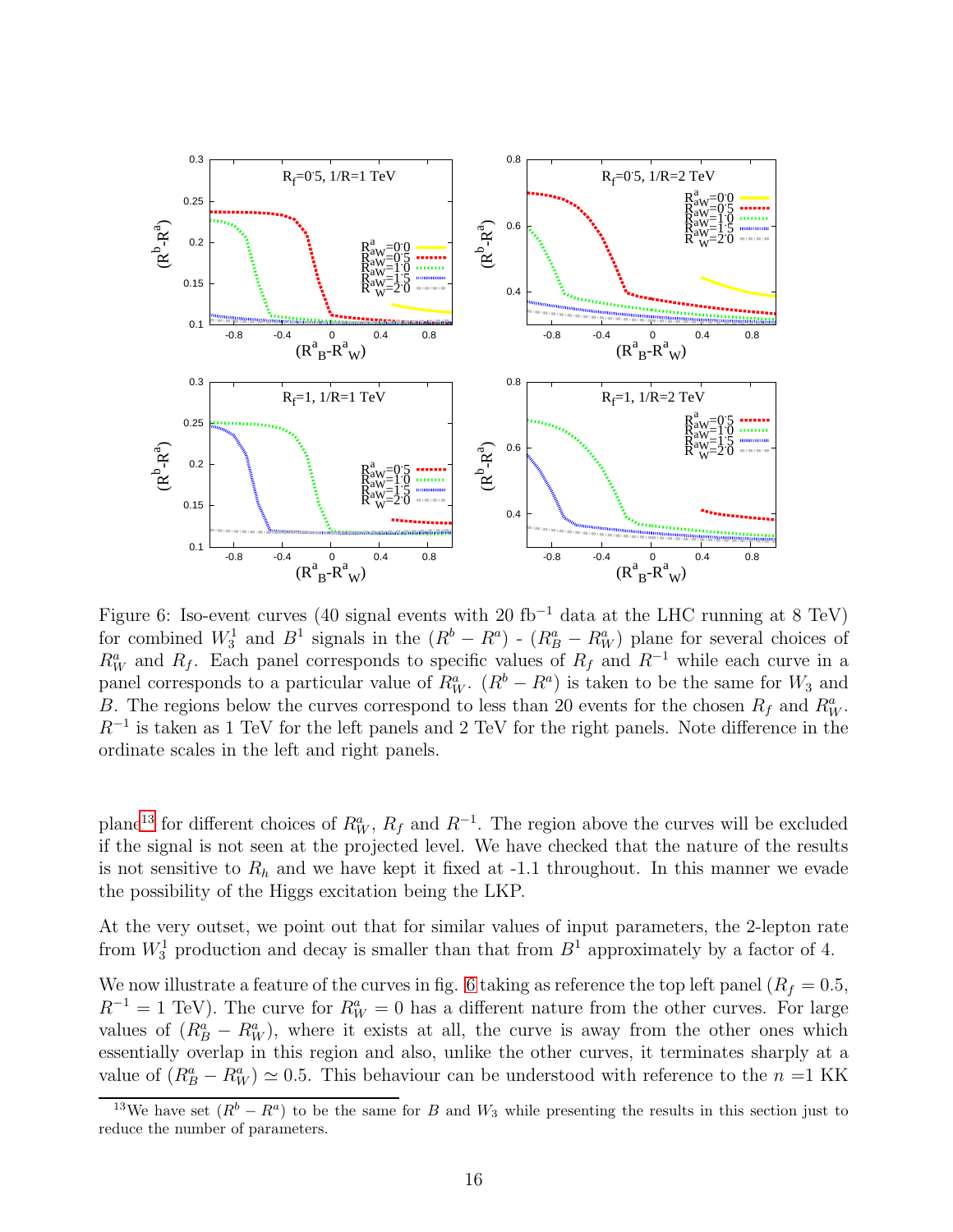Figure 6: Iso-event curves (40 signal events with 20 fb$^{-1}$ data at the LHC running at 8 TeV) for combined $W_3^1$ and $B^1$ signals in the $(R^b - R^a)$ - $(R_B^a - R_W^a)$ plane for several choices of $R_W^a$ and $R_f$. Each panel corresponds to specific values of $R_f$ and $R^{-1}$ while each curve in a panel corresponds to a particular value of $R_W^a$. $(R^b - R^a)$ is taken to be the same for $W_3$ and $B$. The regions below the curves correspond to less than 20 events for the chosen $R_f$ and $R_W^a$. $R^{-1}$ is taken as 1 TeV for the left panels and 2 TeV for the right panels. Note difference in the ordinate scales in the left and right panels.

plane[13] for different choices of $R_W^a$, $R_f$ and $R^{-1}$. The region above the curves will be excluded if the signal is not seen at the projected level. We have checked that the nature of the results is not sensitive to $R_h$ and we have kept it fixed at -1.1 throughout. In this manner we evade the possibility of the Higgs excitation being the LKP.

At the very outset, we point out that for similar values of input parameters, the 2-lepton rate from $W_3^1$ production and decay is smaller than that from $B^1$ approximately by a factor of 4.

We now illustrate a feature of the curves in fig. 6 taking as reference the top left panel ($R_f = 0.5$, $R^{-1} = 1$ TeV). The curve for $R_W^a = 0$ has a different nature from the other curves. For large values of $(R_B^a - R_W^a)$, where it exists at all, the curve is away from the other ones which essentially overlap in this region and also, unlike the other curves, it terminates sharply at a value of $(R_B^a - R_W^a) \simeq 0.5$. This behaviour can be understood with reference to the $n$ =1 KK

[13] We have set $(R^b - R^a)$ to be the same for $B$ and $W_3$ while presenting the results in this section just to reduce the number of parameters.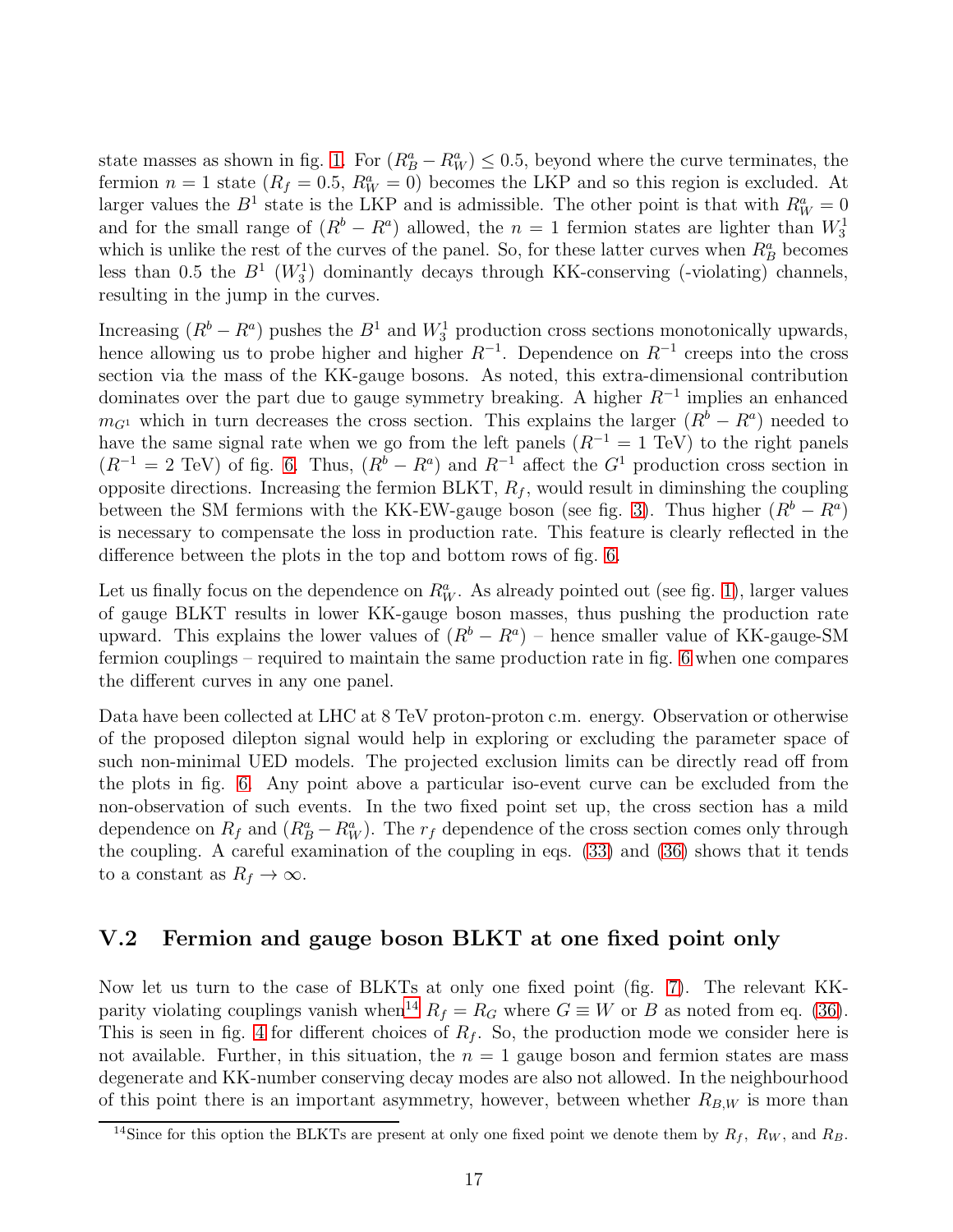state masses as shown in fig. 1. For $(R_B^a - R_W^a) \leq 0.5$, beyond where the curve terminates, the fermion $n = 1$ state ($R_f = 0.5$, $R_W^a = 0$) becomes the LKP and so this region is excluded. At larger values the $B^1$ state is the LKP and is admissible. The other point is that with $R_W^a = 0$ and for the small range of $(R^b - R^a)$ allowed, the $n = 1$ fermion states are lighter than $W_3^1$ which is unlike the rest of the curves of the panel. So, for these latter curves when $R_B^a$ becomes less than 0.5 the $B^1$ ($W_3^1$) dominantly decays through KK-conserving (-violating) channels, resulting in the jump in the curves.

Increasing $(R^b - R^a)$ pushes the $B^1$ and $W_3^1$ production cross sections monotonically upwards, hence allowing us to probe higher and higher $R^{-1}$. Dependence on $R^{-1}$ creeps into the cross section via the mass of the KK-gauge bosons. As noted, this extra-dimensional contribution dominates over the part due to gauge symmetry breaking. A higher $R^{-1}$ implies an enhanced $m_{G^1}$ which in turn decreases the cross section. This explains the larger $(R^b - R^a)$ needed to have the same signal rate when we go from the left panels ($R^{-1} = 1$ TeV) to the right panels ($R^{-1} = 2$ TeV) of fig. 6. Thus, $(R^b - R^a)$ and $R^{-1}$ affect the $G^1$ production cross section in opposite directions. Increasing the fermion BLKT, $R_f$, would result in diminshing the coupling between the SM fermions with the KK-EW-gauge boson (see fig. 3). Thus higher $(R^b - R^a)$ is necessary to compensate the loss in production rate. This feature is clearly reflected in the difference between the plots in the top and bottom rows of fig. 6.

Let us finally focus on the dependence on $R_W^a$. As already pointed out (see fig. 1), larger values of gauge BLKT results in lower KK-gauge boson masses, thus pushing the production rate upward. This explains the lower values of $(R^b - R^a)$ – hence smaller value of KK-gauge-SM fermion couplings – required to maintain the same production rate in fig. 6 when one compares the different curves in any one panel.

Data have been collected at LHC at 8 TeV proton-proton c.m. energy. Observation or otherwise of the proposed dilepton signal would help in exploring or excluding the parameter space of such non-minimal UED models. The projected exclusion limits can be directly read off from the plots in fig. 6. Any point above a particular iso-event curve can be excluded from the non-observation of such events. In the two fixed point set up, the cross section has a mild dependence on $R_f$ and $(R_B^a - R_W^a)$. The $r_f$ dependence of the cross section comes only through the coupling. A careful examination of the coupling in eqs. (33) and (36) shows that it tends to a constant as $R_f \to \infty$.

## V.2 Fermion and gauge boson BLKT at one fixed point only

Now let us turn to the case of BLKTs at only one fixed point (fig. 7). The relevant KK-parity violating couplings vanish when[14] $R_f = R_G$ where $G \equiv W$ or $B$ as noted from eq. (36). This is seen in fig. 4 for different choices of $R_f$. So, the production mode we consider here is not available. Further, in this situation, the $n = 1$ gauge boson and fermion states are mass degenerate and KK-number conserving decay modes are also not allowed. In the neighbourhood of this point there is an important asymmetry, however, between whether $R_{B,W}$ is more than

[14] Since for this option the BLKTs are present at only one fixed point we denote them by $R_f$, $R_W$, and $R_B$.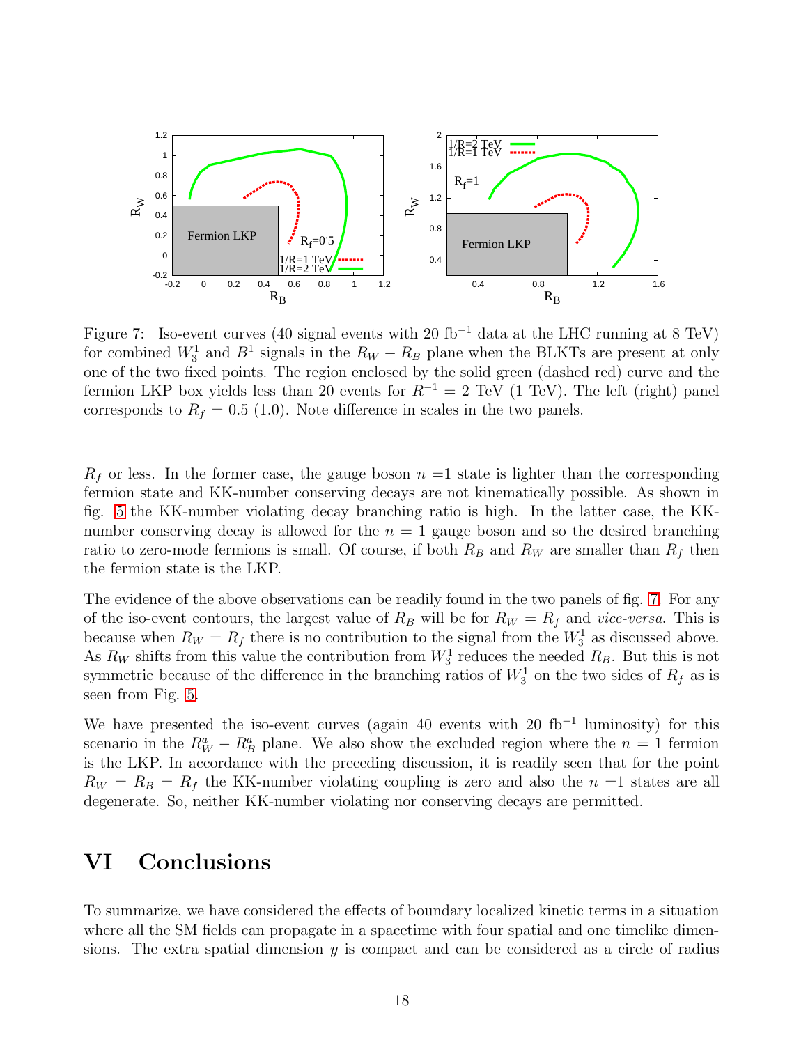Figure 7: Iso-event curves (40 signal events with 20 fb$^{-1}$ data at the LHC running at 8 TeV) for combined $W_3^1$ and $B^1$ signals in the $R_W - R_B$ plane when the BLKTs are present at only one of the two fixed points. The region enclosed by the solid green (dashed red) curve and the fermion LKP box yields less than 20 events for $R^{-1} = 2$ TeV (1 TeV). The left (right) panel corresponds to $R_f = 0.5$ (1.0). Note difference in scales in the two panels.

$R_f$ or less. In the former case, the gauge boson $n$ =1 state is lighter than the corresponding fermion state and KK-number conserving decays are not kinematically possible. As shown in fig. 5 the KK-number violating decay branching ratio is high. In the latter case, the KK-number conserving decay is allowed for the $n = 1$ gauge boson and so the desired branching ratio to zero-mode fermions is small. Of course, if both $R_B$ and $R_W$ are smaller than $R_f$ then the fermion state is the LKP.

The evidence of the above observations can be readily found in the two panels of fig. 7. For any of the iso-event contours, the largest value of $R_B$ will be for $R_W = R_f$ and *vice-versa*. This is because when $R_W = R_f$ there is no contribution to the signal from the $W_3^1$ as discussed above. As $R_W$ shifts from this value the contribution from $W_3^1$ reduces the needed $R_B$. But this is not symmetric because of the difference in the branching ratios of $W_3^1$ on the two sides of $R_f$ as is seen from Fig. 5.

We have presented the iso-event curves (again 40 events with 20 fb$^{-1}$ luminosity) for this scenario in the $R_W^a - R_B^a$ plane. We also show the excluded region where the $n = 1$ fermion is the LKP. In accordance with the preceding discussion, it is readily seen that for the point $R_W = R_B = R_f$ the KK-number violating coupling is zero and also the $n$ =1 states are all degenerate. So, neither KK-number violating nor conserving decays are permitted.

# VI Conclusions

To summarize, we have considered the effects of boundary localized kinetic terms in a situation where all the SM fields can propagate in a spacetime with four spatial and one timelike dimensions. The extra spatial dimension $y$ is compact and can be considered as a circle of radius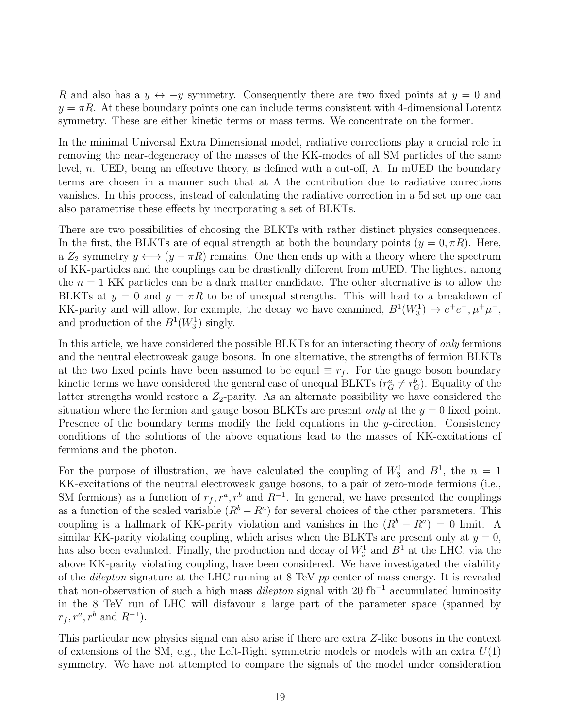$R$ and also has a $y \leftrightarrow -y$ symmetry. Consequently there are two fixed points at $y = 0$ and $y = \pi R$. At these boundary points one can include terms consistent with 4-dimensional Lorentz symmetry. These are either kinetic terms or mass terms. We concentrate on the former.

In the minimal Universal Extra Dimensional model, radiative corrections play a crucial role in removing the near-degeneracy of the masses of the KK-modes of all SM particles of the same level, $n$. UED, being an effective theory, is defined with a cut-off, $\Lambda$. In mUED the boundary terms are chosen in a manner such that at $\Lambda$ the contribution due to radiative corrections vanishes. In this process, instead of calculating the radiative correction in a 5d set up one can also parametrise these effects by incorporating a set of BLKTs.

There are two possibilities of choosing the BLKTs with rather distinct physics consequences. In the first, the BLKTs are of equal strength at both the boundary points ($y = 0, \pi R$). Here, a $Z_2$ symmetry $y \longleftrightarrow (y - \pi R)$ remains. One then ends up with a theory where the spectrum of KK-particles and the couplings can be drastically different from mUED. The lightest among the $n = 1$ KK particles can be a dark matter candidate. The other alternative is to allow the BLKTs at $y = 0$ and $y = \pi R$ to be of unequal strengths. This will lead to a breakdown of KK-parity and will allow, for example, the decay we have examined, $B^1(W_3^1) \to e^+e^-, \mu^+\mu^-$, and production of the $B^1(W_3^1)$ singly.

In this article, we have considered the possible BLKTs for an interacting theory of *only* fermions and the neutral electroweak gauge bosons. In one alternative, the strengths of fermion BLKTs at the two fixed points have been assumed to be equal $\equiv r_f$. For the gauge boson boundary kinetic terms we have considered the general case of unequal BLKTs ($r_G^a \neq r_G^b$). Equality of the latter strengths would restore a $Z_2$-parity. As an alternate possibility we have considered the situation where the fermion and gauge boson BLKTs are present *only* at the $y = 0$ fixed point. Presence of the boundary terms modify the field equations in the $y$-direction. Consistency conditions of the solutions of the above equations lead to the masses of KK-excitations of fermions and the photon.

For the purpose of illustration, we have calculated the coupling of $W_3^1$ and $B^1$, the $n = 1$ KK-excitations of the neutral electroweak gauge bosons, to a pair of zero-mode fermions (i.e., SM fermions) as a function of $r_f, r^a, r^b$ and $R^{-1}$. In general, we have presented the couplings as a function of the scaled variable $(R^b - R^a)$ for several choices of the other parameters. This coupling is a hallmark of KK-parity violation and vanishes in the $(R^b - R^a) = 0$ limit. A similar KK-parity violating coupling, which arises when the BLKTs are present only at $y = 0$, has also been evaluated. Finally, the production and decay of $W_3^1$ and $B^1$ at the LHC, via the above KK-parity violating coupling, have been considered. We have investigated the viability of the *dilepton* signature at the LHC running at 8 TeV $pp$ center of mass energy. It is revealed that non-observation of such a high mass *dilepton* signal with 20 fb$^{-1}$ accumulated luminosity in the 8 TeV run of LHC will disfavour a large part of the parameter space (spanned by $r_f, r^a, r^b$ and $R^{-1}$).

This particular new physics signal can also arise if there are extra $Z$-like bosons in the context of extensions of the SM, e.g., the Left-Right symmetric models or models with an extra $U(1)$ symmetry. We have not attempted to compare the signals of the model under consideration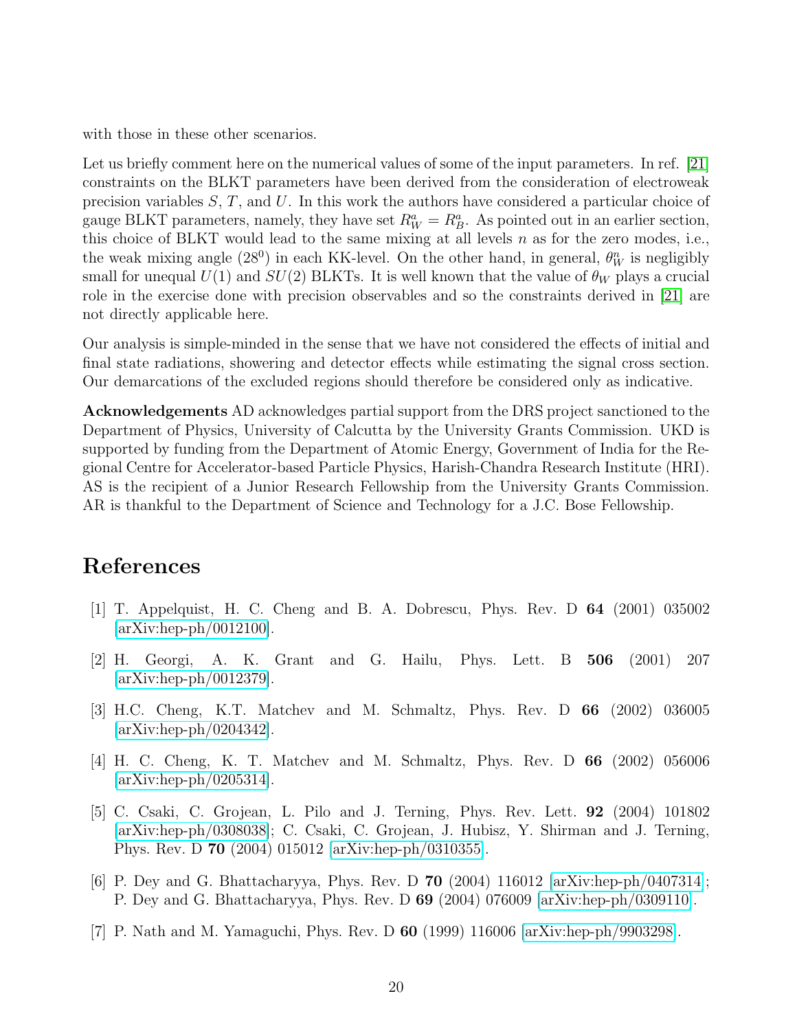with those in these other scenarios.

Let us briefly comment here on the numerical values of some of the input parameters. In ref. [21] constraints on the BLKT parameters have been derived from the consideration of electroweak precision variables $S$, $T$, and $U$. In this work the authors have considered a particular choice of gauge BLKT parameters, namely, they have set $R_W^a = R_B^a$. As pointed out in an earlier section, this choice of BLKT would lead to the same mixing at all levels $n$ as for the zero modes, i.e., the weak mixing angle ($28^0$) in each KK-level. On the other hand, in general, $\theta_W^n$ is negligibly small for unequal $U(1)$ and $SU(2)$ BLKTs. It is well known that the value of $\theta_W$ plays a crucial role in the exercise done with precision observables and so the constraints derived in [21] are not directly applicable here.

Our analysis is simple-minded in the sense that we have not considered the effects of initial and final state radiations, showering and detector effects while estimating the signal cross section. Our demarcations of the excluded regions should therefore be considered only as indicative.

**Acknowledgements** AD acknowledges partial support from the DRS project sanctioned to the Department of Physics, University of Calcutta by the University Grants Commission. UKD is supported by funding from the Department of Atomic Energy, Government of India for the Regional Centre for Accelerator-based Particle Physics, Harish-Chandra Research Institute (HRI). AS is the recipient of a Junior Research Fellowship from the University Grants Commission. AR is thankful to the Department of Science and Technology for a J.C. Bose Fellowship.

# References

[1] T. Appelquist, H. C. Cheng and B. A. Dobrescu, Phys. Rev. D **64** (2001) 035002 [arXiv:hep-ph/0012100].

[2] H. Georgi, A. K. Grant and G. Hailu, Phys. Lett. B **506** (2001) 207 [arXiv:hep-ph/0012379].

[3] H.C. Cheng, K.T. Matchev and M. Schmaltz, Phys. Rev. D **66** (2002) 036005 [arXiv:hep-ph/0204342].

[4] H. C. Cheng, K. T. Matchev and M. Schmaltz, Phys. Rev. D **66** (2002) 056006 [arXiv:hep-ph/0205314].

[5] C. Csaki, C. Grojean, L. Pilo and J. Terning, Phys. Rev. Lett. **92** (2004) 101802 [arXiv:hep-ph/0308038]; C. Csaki, C. Grojean, J. Hubisz, Y. Shirman and J. Terning, Phys. Rev. D **70** (2004) 015012 [arXiv:hep-ph/0310355].

[6] P. Dey and G. Bhattacharyya, Phys. Rev. D **70** (2004) 116012 [arXiv:hep-ph/0407314]; P. Dey and G. Bhattacharyya, Phys. Rev. D **69** (2004) 076009 [arXiv:hep-ph/0309110].

[7] P. Nath and M. Yamaguchi, Phys. Rev. D **60** (1999) 116006 [arXiv:hep-ph/9903298].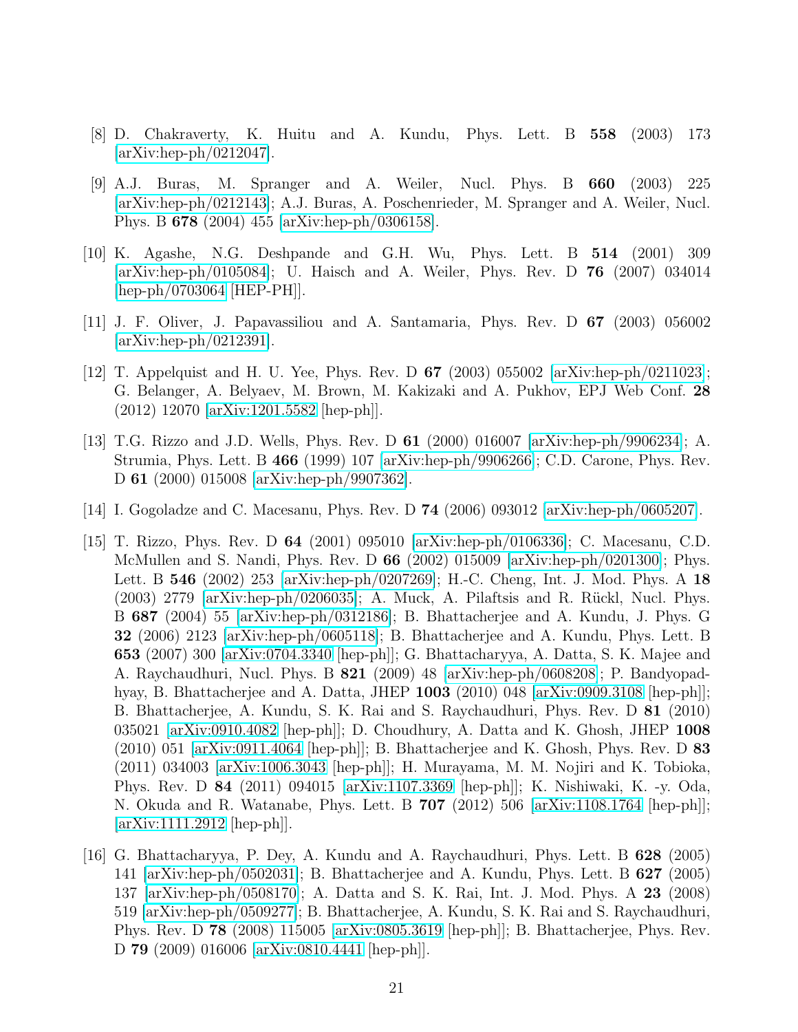[8] D. Chakraverty, K. Huitu and A. Kundu, Phys. Lett. B **558** (2003) 173 [arXiv:hep-ph/0212047].

[9] A.J. Buras, M. Spranger and A. Weiler, Nucl. Phys. B **660** (2003) 225 [arXiv:hep-ph/0212143]; A.J. Buras, A. Poschenrieder, M. Spranger and A. Weiler, Nucl. Phys. B **678** (2004) 455 [arXiv:hep-ph/0306158].

[10] K. Agashe, N.G. Deshpande and G.H. Wu, Phys. Lett. B **514** (2001) 309 [arXiv:hep-ph/0105084]; U. Haisch and A. Weiler, Phys. Rev. D **76** (2007) 034014 [hep-ph/0703064 [HEP-PH]].

[11] J. F. Oliver, J. Papavassiliou and A. Santamaria, Phys. Rev. D **67** (2003) 056002 [arXiv:hep-ph/0212391].

[12] T. Appelquist and H. U. Yee, Phys. Rev. D **67** (2003) 055002 [arXiv:hep-ph/0211023]; G. Belanger, A. Belyaev, M. Brown, M. Kakizaki and A. Pukhov, EPJ Web Conf. **28** (2012) 12070 [arXiv:1201.5582 [hep-ph]].

[13] T.G. Rizzo and J.D. Wells, Phys. Rev. D **61** (2000) 016007 [arXiv:hep-ph/9906234]; A. Strumia, Phys. Lett. B **466** (1999) 107 [arXiv:hep-ph/9906266]; C.D. Carone, Phys. Rev. D **61** (2000) 015008 [arXiv:hep-ph/9907362].

[14] I. Gogoladze and C. Macesanu, Phys. Rev. D **74** (2006) 093012 [arXiv:hep-ph/0605207].

[15] T. Rizzo, Phys. Rev. D **64** (2001) 095010 [arXiv:hep-ph/0106336]; C. Macesanu, C.D. McMullen and S. Nandi, Phys. Rev. D **66** (2002) 015009 [arXiv:hep-ph/0201300]; Phys. Lett. B **546** (2002) 253 [arXiv:hep-ph/0207269]; H.-C. Cheng, Int. J. Mod. Phys. A **18** (2003) 2779 [arXiv:hep-ph/0206035]; A. Muck, A. Pilaftsis and R. Rückl, Nucl. Phys. B **687** (2004) 55 [arXiv:hep-ph/0312186]; B. Bhattacherjee and A. Kundu, J. Phys. G **32** (2006) 2123 [arXiv:hep-ph/0605118]; B. Bhattacherjee and A. Kundu, Phys. Lett. B **653** (2007) 300 [arXiv:0704.3340 [hep-ph]]; G. Bhattacharyya, A. Datta, S. K. Majee and A. Raychaudhuri, Nucl. Phys. B **821** (2009) 48 [arXiv:hep-ph/0608208]; P. Bandyopadhyay, B. Bhattacherjee and A. Datta, JHEP **1003** (2010) 048 [arXiv:0909.3108 [hep-ph]]; B. Bhattacherjee, A. Kundu, S. K. Rai and S. Raychaudhuri, Phys. Rev. D **81** (2010) 035021 [arXiv:0910.4082 [hep-ph]]; D. Choudhury, A. Datta and K. Ghosh, JHEP **1008** (2010) 051 [arXiv:0911.4064 [hep-ph]]; B. Bhattacherjee and K. Ghosh, Phys. Rev. D **83** (2011) 034003 [arXiv:1006.3043 [hep-ph]]; H. Murayama, M. M. Nojiri and K. Tobioka, Phys. Rev. D **84** (2011) 094015 [arXiv:1107.3369 [hep-ph]]; K. Nishiwaki, K. -y. Oda, N. Okuda and R. Watanabe, Phys. Lett. B **707** (2012) 506 [arXiv:1108.1764 [hep-ph]]; [arXiv:1111.2912 [hep-ph]].

[16] G. Bhattacharyya, P. Dey, A. Kundu and A. Raychaudhuri, Phys. Lett. B **628** (2005) 141 [arXiv:hep-ph/0502031]; B. Bhattacherjee and A. Kundu, Phys. Lett. B **627** (2005) 137 [arXiv:hep-ph/0508170]; A. Datta and S. K. Rai, Int. J. Mod. Phys. A **23** (2008) 519 [arXiv:hep-ph/0509277]; B. Bhattacherjee, A. Kundu, S. K. Rai and S. Raychaudhuri, Phys. Rev. D **78** (2008) 115005 [arXiv:0805.3619 [hep-ph]]; B. Bhattacherjee, Phys. Rev. D **79** (2009) 016006 [arXiv:0810.4441 [hep-ph]].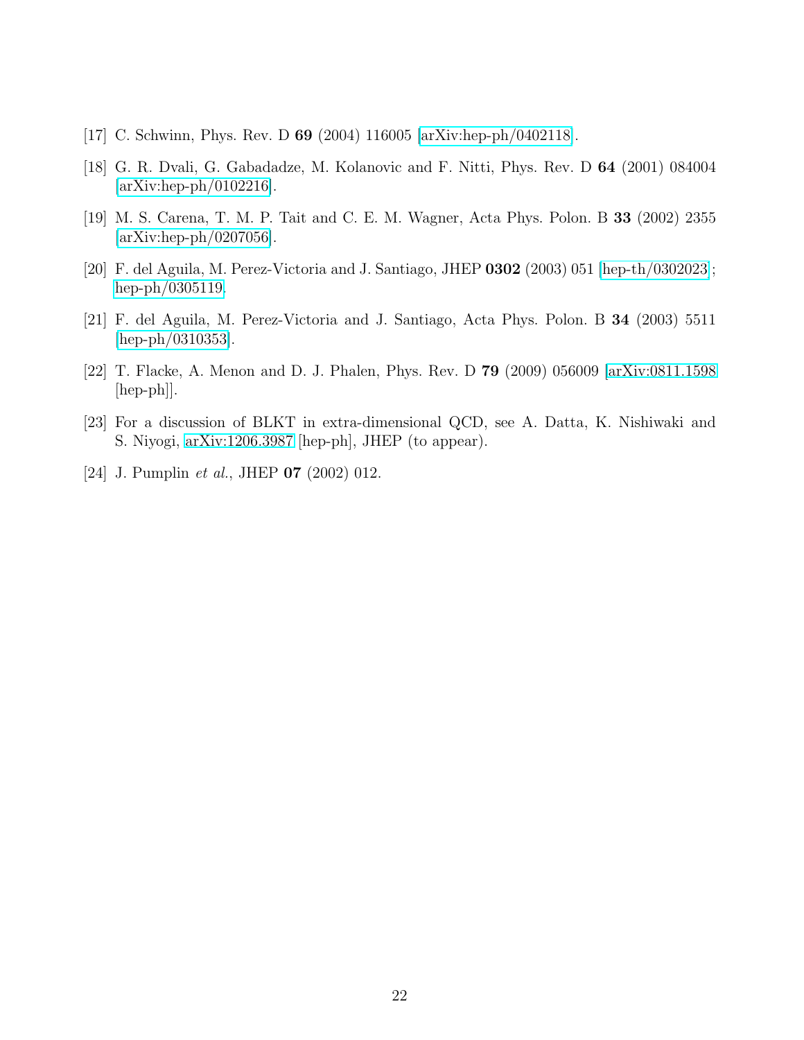[17] C. Schwinn, Phys. Rev. D **69** (2004) 116005 [arXiv:hep-ph/0402118].

[18] G. R. Dvali, G. Gabadadze, M. Kolanovic and F. Nitti, Phys. Rev. D **64** (2001) 084004 [arXiv:hep-ph/0102216].

[19] M. S. Carena, T. M. P. Tait and C. E. M. Wagner, Acta Phys. Polon. B **33** (2002) 2355 [arXiv:hep-ph/0207056].

[20] F. del Aguila, M. Perez-Victoria and J. Santiago, JHEP **0302** (2003) 051 [hep-th/0302023]; hep-ph/0305119.

[21] F. del Aguila, M. Perez-Victoria and J. Santiago, Acta Phys. Polon. B **34** (2003) 5511 [hep-ph/0310353].

[22] T. Flacke, A. Menon and D. J. Phalen, Phys. Rev. D **79** (2009) 056009 [arXiv:0811.1598 [hep-ph]].

[23] For a discussion of BLKT in extra-dimensional QCD, see A. Datta, K. Nishiwaki and S. Niyogi, arXiv:1206.3987 [hep-ph], JHEP (to appear).

[24] J. Pumplin *et al.*, JHEP **07** (2002) 012.